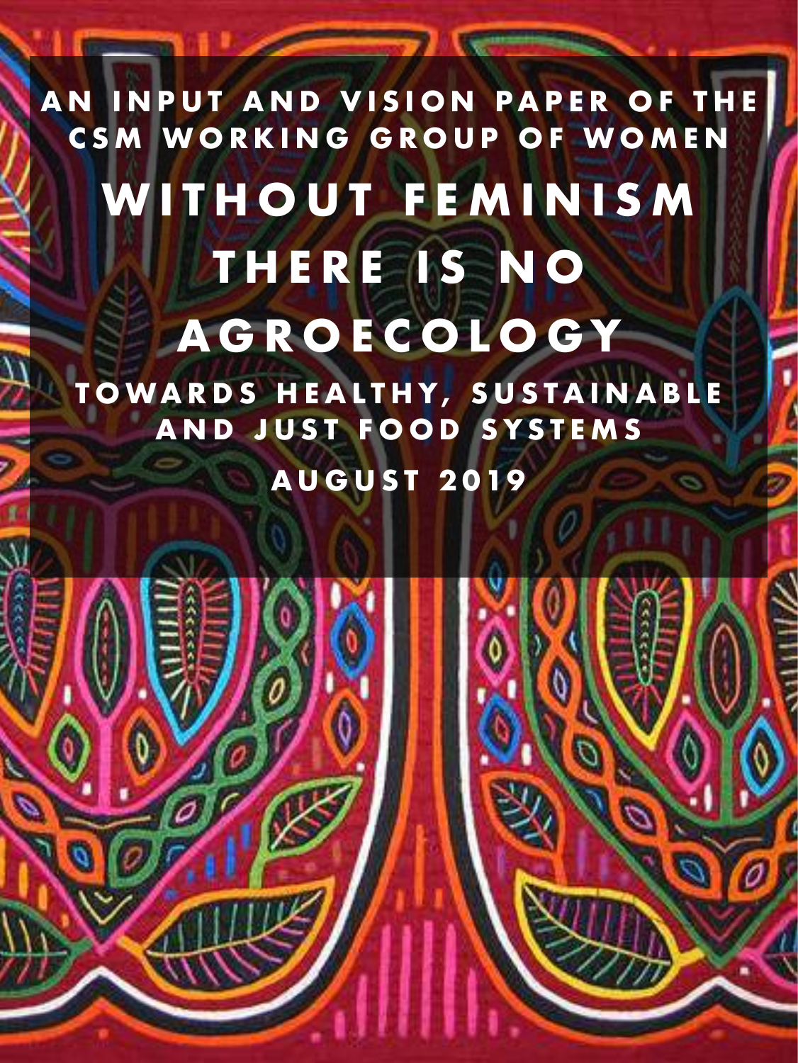AN INPUT AND VISION PAPER OF THE CSM WORKING GROUP OF WOMEN

# WITHOUT FEMINISM THERE IS NO AGROECOLOGY

## TOWARDS HEALTHY, SUSTAINABLE AND JUST FOOD SYSTEMS

AUGUST 2019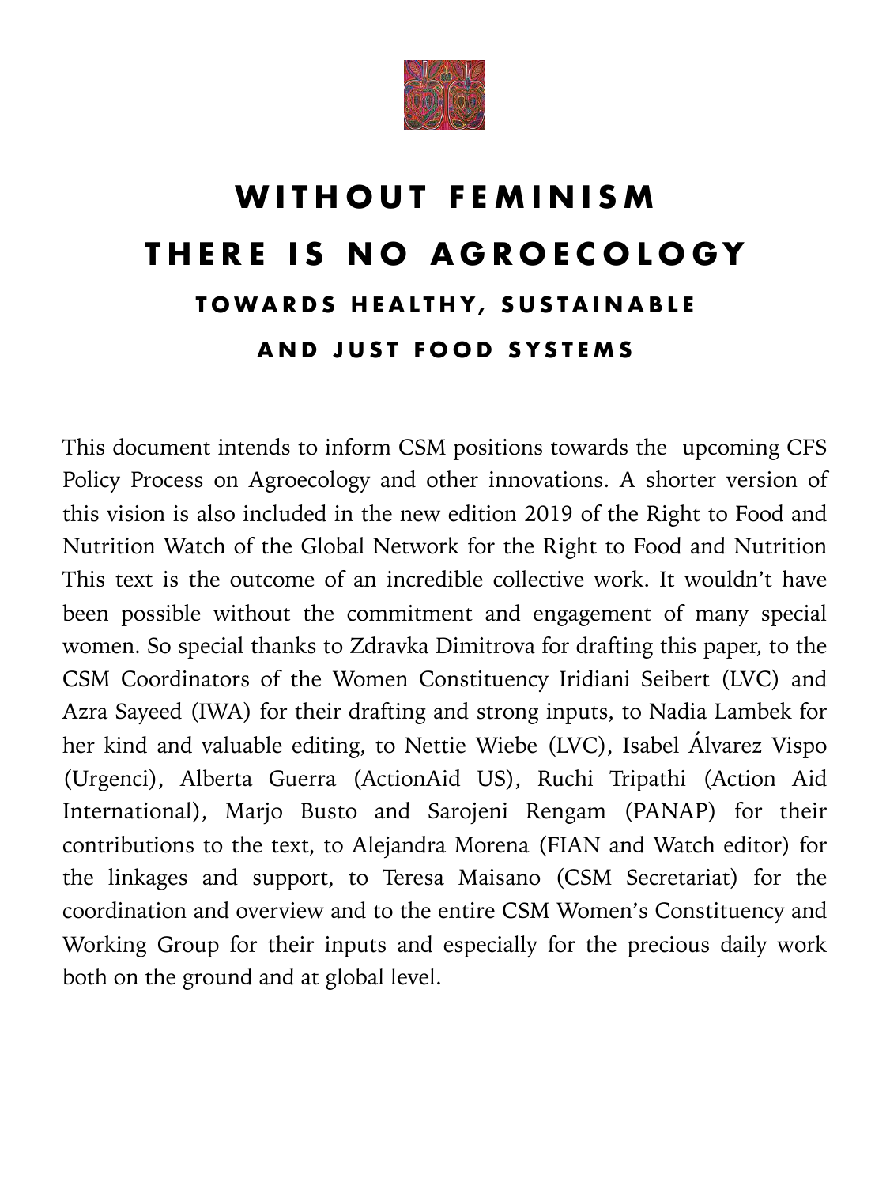# WITHOUT FEMINISM THERE IS NO AGROECOLOGY

## TOWARDS HEALTHY, SUSTAINABLE AND JUST FOOD SYSTEMS

This document intends to inform CSM positions towards the upcoming CFS Policy Process on Agroecology and other innovations. A shorter version of this vision is also included in the new edition 2019 of the Right to Food and Nutrition Watch of the Global Network for the Right to Food and Nutrition This text is the outcome of an incredible collective work. It wouldn't have been possible without the commitment and engagement of many special women. So special thanks to Zdravka Dimitrova for drafting this paper, to the CSM Coordinators of the Women Constituency Iridiani Seibert (LVC) and Azra Sayeed (IWA) for their drafting and strong inputs, to Nadia Lambek for her kind and valuable editing, to Nettie Wiebe (LVC), Isabel Álvarez Vispo (Urgenci), Alberta Guerra (ActionAid US), Ruchi Tripathi (Action Aid International), Marjo Busto and Sarojeni Rengam (PANAP) for their contributions to the text, to Alejandra Morena (FIAN and Watch editor) for the linkages and support, to Teresa Maisano (CSM Secretariat) for the coordination and overview and to the entire CSM Women's Constituency and Working Group for their inputs and especially for the precious daily work both on the ground and at global level.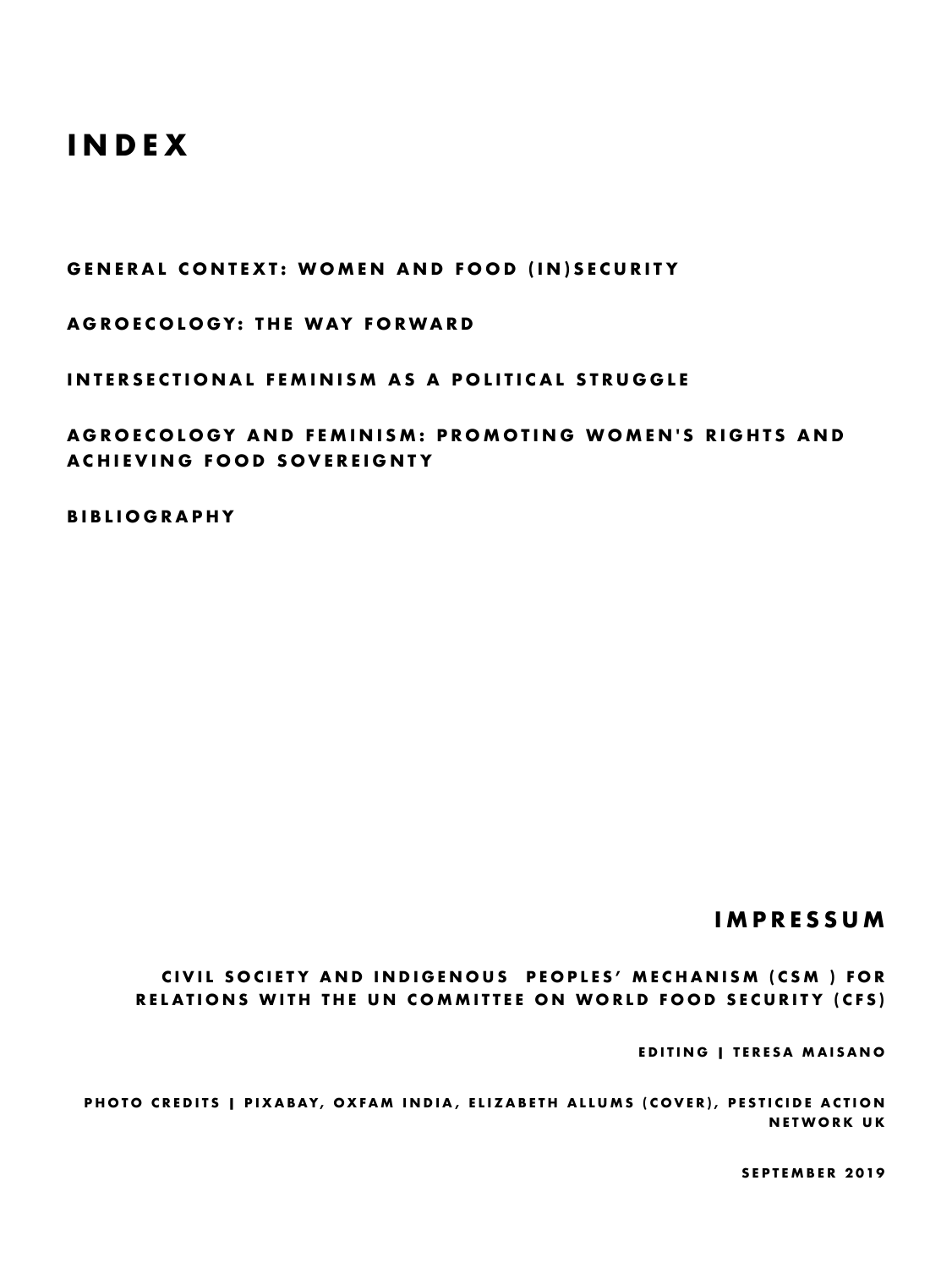# INDEX

**GENERAL CONTEXT: WOMEN AND FOOD (IN)SECURITY**

**AGROECOLOGY: THE WAY FORWARD**

**INTERSECTIONAL FEMINISM AS A POLITICAL STRUGGLE**

**AGROECOLOGY AND FEMINISM: PROMOTING WOMEN'S RIGHTS AND ACHIEVING FOOD SOVEREIGNTY**

**BIBLIOGRAPHY**

## IMPRESSUM

**CIVIL SOCIETY AND INDIGENOUS PEOPLES' MECHANISM (CSM ) FOR RELATIONS WITH THE UN COMMITTEE ON WORLD FOOD SECURITY (CFS)**

**EDITING | TERESA MAISANO**

**PHOTO CREDITS | PIXABAY, OXFAM INDIA, ELIZABETH ALLUMS (COVER), PESTICIDE ACTION NETWORK UK**

**SEPTEMBER 2019**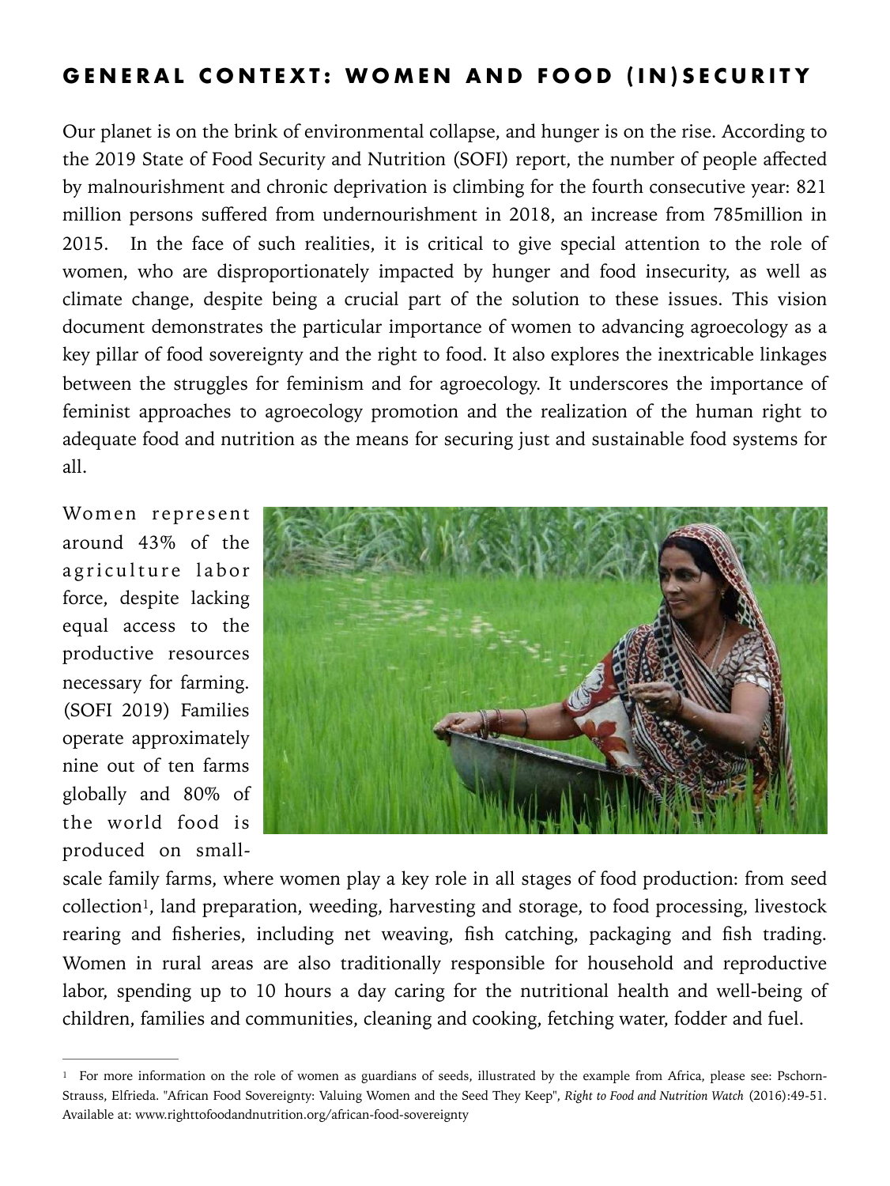## GENERAL CONTEXT: WOMEN AND FOOD (IN)SECURITY

Our planet is on the brink of environmental collapse, and hunger is on the rise. According to the 2019 State of Food Security and Nutrition (SOFI) report, the number of people affected by malnourishment and chronic deprivation is climbing for the fourth consecutive year: 821 million persons suffered from undernourishment in 2018, an increase from 785million in 2015. In the face of such realities, it is critical to give special attention to the role of women, who are disproportionately impacted by hunger and food insecurity, as well as climate change, despite being a crucial part of the solution to these issues. This vision document demonstrates the particular importance of women to advancing agroecology as a key pillar of food sovereignty and the right to food. It also explores the inextricable linkages between the struggles for feminism and for agroecology. It underscores the importance of feminist approaches to agroecology promotion and the realization of the human right to adequate food and nutrition as the means for securing just and sustainable food systems for all.

Women represent around 43% of the agriculture labor force, despite lacking equal access to the productive resources necessary for farming. (SOFI 2019) Families operate approximately nine out of ten farms globally and 80% of the world food is produced on small-scale family farms, where women play a key role in all stages of food production: from seed collection[1], land preparation, weeding, harvesting and storage, to food processing, livestock rearing and fisheries, including net weaving, fish catching, packaging and fish trading. Women in rural areas are also traditionally responsible for household and reproductive labor, spending up to 10 hours a day caring for the nutritional health and well-being of children, families and communities, cleaning and cooking, fetching water, fodder and fuel.

---

[1] For more information on the role of women as guardians of seeds, illustrated by the example from Africa, please see: Pschorn-Strauss, Elfrieda. "African Food Sovereignty: Valuing Women and the Seed They Keep", *Right to Food and Nutrition Watch* (2016):49-51. Available at: www.righttofoodandnutrition.org/african-food-sovereignty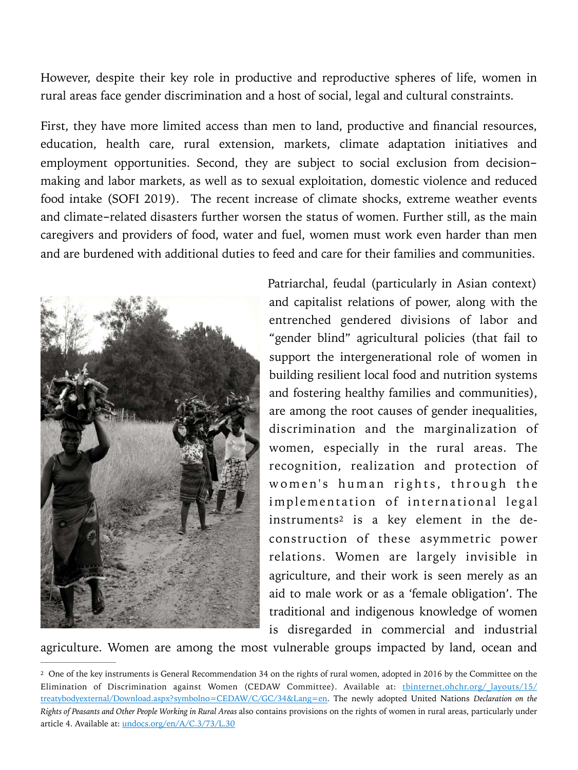However, despite their key role in productive and reproductive spheres of life, women in rural areas face gender discrimination and a host of social, legal and cultural constraints.

First, they have more limited access than men to land, productive and financial resources, education, health care, rural extension, markets, climate adaptation initiatives and employment opportunities. Second, they are subject to social exclusion from decision-making and labor markets, as well as to sexual exploitation, domestic violence and reduced food intake (SOFI 2019). The recent increase of climate shocks, extreme weather events and climate-related disasters further worsen the status of women. Further still, as the main caregivers and providers of food, water and fuel, women must work even harder than men and are burdened with additional duties to feed and care for their families and communities.

Patriarchal, feudal (particularly in Asian context) and capitalist relations of power, along with the entrenched gendered divisions of labor and "gender blind" agricultural policies (that fail to support the intergenerational role of women in building resilient local food and nutrition systems and fostering healthy families and communities), are among the root causes of gender inequalities, discrimination and the marginalization of women, especially in the rural areas. The recognition, realization and protection of women's human rights, through the implementation of international legal instruments[2] is a key element in the de-construction of these asymmetric power relations. Women are largely invisible in agriculture, and their work is seen merely as an aid to male work or as a 'female obligation'. The traditional and indigenous knowledge of women is disregarded in commercial and industrial agriculture. Women are among the most vulnerable groups impacted by land, ocean and

---

[2] One of the key instruments is General Recommendation 34 on the rights of rural women, adopted in 2016 by the Committee on the Elimination of Discrimination against Women (CEDAW Committee). Available at: tbinternet.ohchr.org/_layouts/15/treatybodyexternal/Download.aspx?symbolno=CEDAW/C/GC/34&Lang=en. The newly adopted United Nations *Declaration on the Rights of Peasants and Other People Working in Rural Areas* also contains provisions on the rights of women in rural areas, particularly under article 4. Available at: undocs.org/en/A/C.3/73/L.30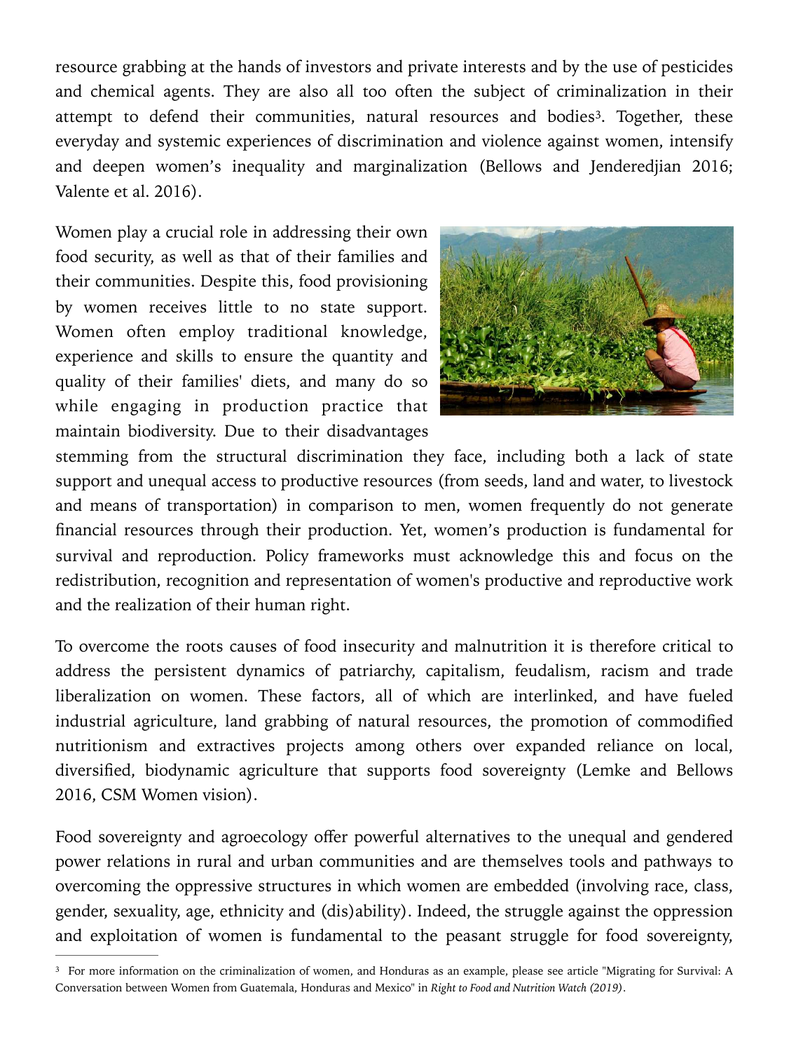resource grabbing at the hands of investors and private interests and by the use of pesticides and chemical agents. They are also all too often the subject of criminalization in their attempt to defend their communities, natural resources and bodies[3]. Together, these everyday and systemic experiences of discrimination and violence against women, intensify and deepen women's inequality and marginalization (Bellows and Jenderedjian 2016; Valente et al. 2016).

Women play a crucial role in addressing their own food security, as well as that of their families and their communities. Despite this, food provisioning by women receives little to no state support. Women often employ traditional knowledge, experience and skills to ensure the quantity and quality of their families' diets, and many do so while engaging in production practice that maintain biodiversity. Due to their disadvantages stemming from the structural discrimination they face, including both a lack of state support and unequal access to productive resources (from seeds, land and water, to livestock and means of transportation) in comparison to men, women frequently do not generate financial resources through their production. Yet, women's production is fundamental for survival and reproduction. Policy frameworks must acknowledge this and focus on the redistribution, recognition and representation of women's productive and reproductive work and the realization of their human right.

To overcome the roots causes of food insecurity and malnutrition it is therefore critical to address the persistent dynamics of patriarchy, capitalism, feudalism, racism and trade liberalization on women. These factors, all of which are interlinked, and have fueled industrial agriculture, land grabbing of natural resources, the promotion of commodified nutritionism and extractives projects among others over expanded reliance on local, diversified, biodynamic agriculture that supports food sovereignty (Lemke and Bellows 2016, CSM Women vision).

Food sovereignty and agroecology offer powerful alternatives to the unequal and gendered power relations in rural and urban communities and are themselves tools and pathways to overcoming the oppressive structures in which women are embedded (involving race, class, gender, sexuality, age, ethnicity and (dis)ability). Indeed, the struggle against the oppression and exploitation of women is fundamental to the peasant struggle for food sovereignty,

---

[3] For more information on the criminalization of women, and Honduras as an example, please see article "Migrating for Survival: A Conversation between Women from Guatemala, Honduras and Mexico" in *Right to Food and Nutrition Watch (2019)*.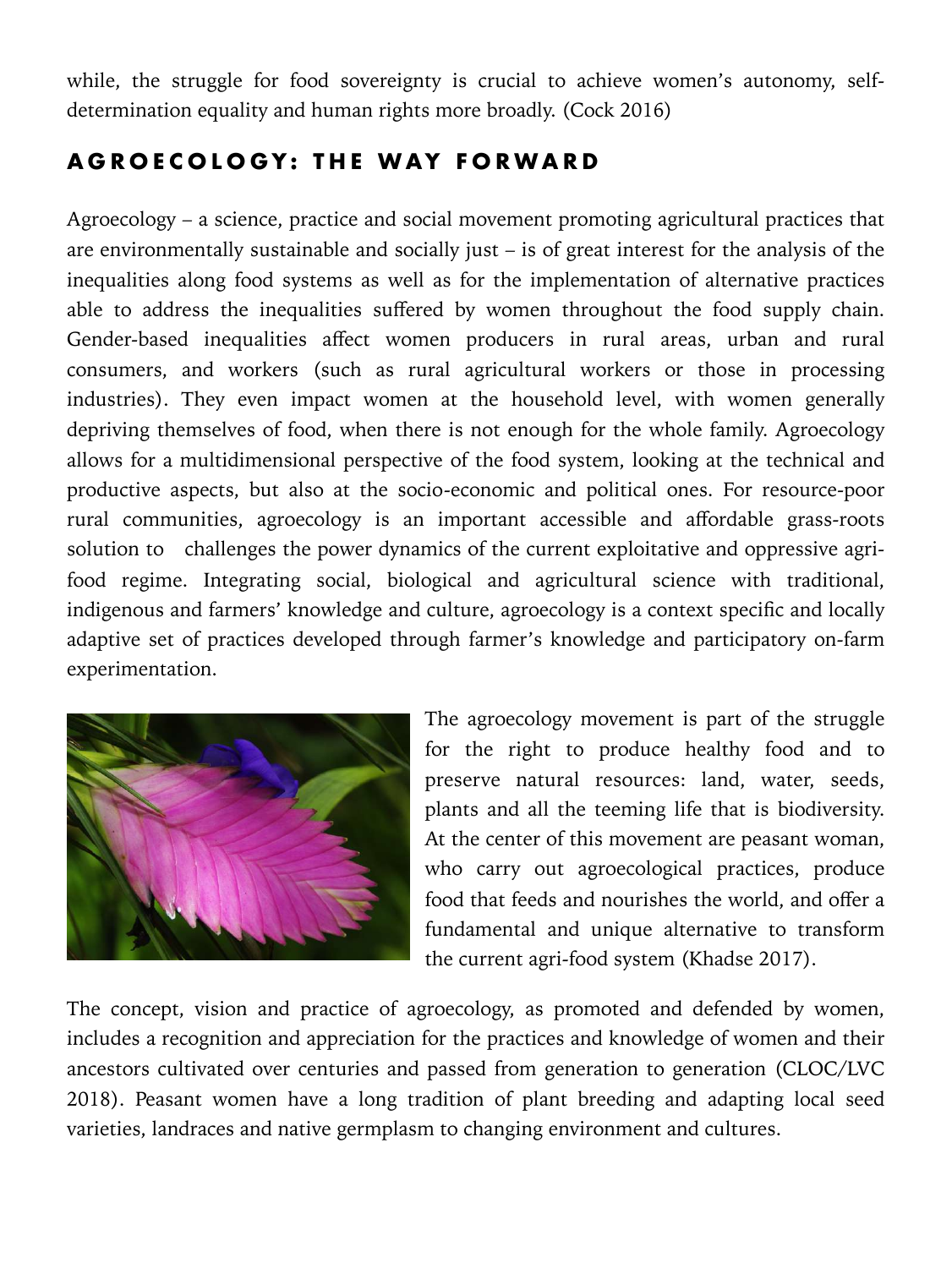while, the struggle for food sovereignty is crucial to achieve women's autonomy, self-determination equality and human rights more broadly. (Cock 2016)

## AGROECOLOGY: THE WAY FORWARD

Agroecology – a science, practice and social movement promoting agricultural practices that are environmentally sustainable and socially just – is of great interest for the analysis of the inequalities along food systems as well as for the implementation of alternative practices able to address the inequalities suffered by women throughout the food supply chain. Gender-based inequalities affect women producers in rural areas, urban and rural consumers, and workers (such as rural agricultural workers or those in processing industries). They even impact women at the household level, with women generally depriving themselves of food, when there is not enough for the whole family. Agroecology allows for a multidimensional perspective of the food system, looking at the technical and productive aspects, but also at the socio-economic and political ones. For resource-poor rural communities, agroecology is an important accessible and affordable grass-roots solution to challenges the power dynamics of the current exploitative and oppressive agri-food regime. Integrating social, biological and agricultural science with traditional, indigenous and farmers' knowledge and culture, agroecology is a context specific and locally adaptive set of practices developed through farmer's knowledge and participatory on-farm experimentation.

The agroecology movement is part of the struggle for the right to produce healthy food and to preserve natural resources: land, water, seeds, plants and all the teeming life that is biodiversity. At the center of this movement are peasant woman, who carry out agroecological practices, produce food that feeds and nourishes the world, and offer a fundamental and unique alternative to transform the current agri-food system (Khadse 2017).

The concept, vision and practice of agroecology, as promoted and defended by women, includes a recognition and appreciation for the practices and knowledge of women and their ancestors cultivated over centuries and passed from generation to generation (CLOC/LVC 2018). Peasant women have a long tradition of plant breeding and adapting local seed varieties, landraces and native germplasm to changing environment and cultures.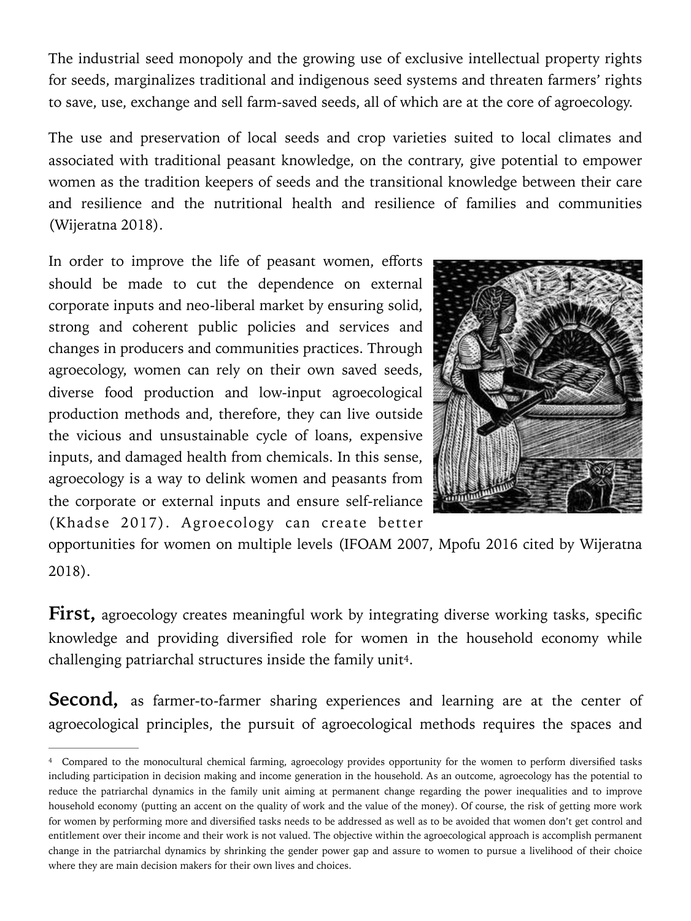The industrial seed monopoly and the growing use of exclusive intellectual property rights for seeds, marginalizes traditional and indigenous seed systems and threaten farmers' rights to save, use, exchange and sell farm-saved seeds, all of which are at the core of agroecology.

The use and preservation of local seeds and crop varieties suited to local climates and associated with traditional peasant knowledge, on the contrary, give potential to empower women as the tradition keepers of seeds and the transitional knowledge between their care and resilience and the nutritional health and resilience of families and communities (Wijeratna 2018).

In order to improve the life of peasant women, efforts should be made to cut the dependence on external corporate inputs and neo-liberal market by ensuring solid, strong and coherent public policies and services and changes in producers and communities practices. Through agroecology, women can rely on their own saved seeds, diverse food production and low-input agroecological production methods and, therefore, they can live outside the vicious and unsustainable cycle of loans, expensive inputs, and damaged health from chemicals. In this sense, agroecology is a way to delink women and peasants from the corporate or external inputs and ensure self-reliance (Khadse 2017). Agroecology can create better opportunities for women on multiple levels (IFOAM 2007, Mpofu 2016 cited by Wijeratna 2018).

**First,** agroecology creates meaningful work by integrating diverse working tasks, specific knowledge and providing diversified role for women in the household economy while challenging patriarchal structures inside the family unit[4].

**Second,** as farmer-to-farmer sharing experiences and learning are at the center of agroecological principles, the pursuit of agroecological methods requires the spaces and

[4] Compared to the monocultural chemical farming, agroecology provides opportunity for the women to perform diversified tasks including participation in decision making and income generation in the household. As an outcome, agroecology has the potential to reduce the patriarchal dynamics in the family unit aiming at permanent change regarding the power inequalities and to improve household economy (putting an accent on the quality of work and the value of the money). Of course, the risk of getting more work for women by performing more and diversified tasks needs to be addressed as well as to be avoided that women don't get control and entitlement over their income and their work is not valued. The objective within the agroecological approach is accomplish permanent change in the patriarchal dynamics by shrinking the gender power gap and assure to women to pursue a livelihood of their choice where they are main decision makers for their own lives and choices.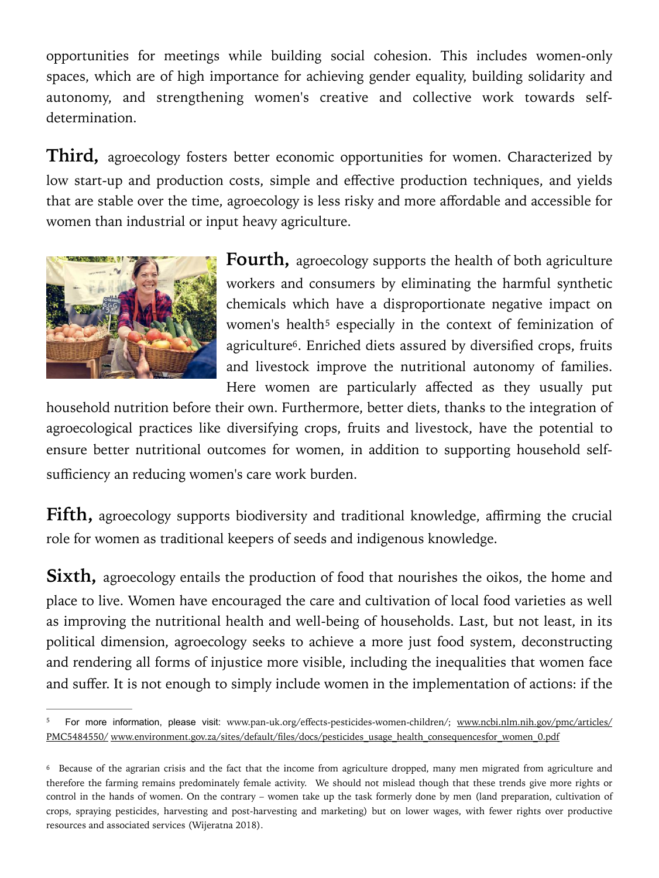opportunities for meetings while building social cohesion. This includes women-only spaces, which are of high importance for achieving gender equality, building solidarity and autonomy, and strengthening women's creative and collective work towards self-determination.

**Third,** agroecology fosters better economic opportunities for women. Characterized by low start-up and production costs, simple and effective production techniques, and yields that are stable over the time, agroecology is less risky and more affordable and accessible for women than industrial or input heavy agriculture.

**Fourth,** agroecology supports the health of both agriculture workers and consumers by eliminating the harmful synthetic chemicals which have a disproportionate negative impact on women's health[5] especially in the context of feminization of agriculture[6]. Enriched diets assured by diversified crops, fruits and livestock improve the nutritional autonomy of families. Here women are particularly affected as they usually put household nutrition before their own. Furthermore, better diets, thanks to the integration of agroecological practices like diversifying crops, fruits and livestock, have the potential to ensure better nutritional outcomes for women, in addition to supporting household self-sufficiency an reducing women's care work burden.

**Fifth,** agroecology supports biodiversity and traditional knowledge, affirming the crucial role for women as traditional keepers of seeds and indigenous knowledge.

**Sixth,** agroecology entails the production of food that nourishes the oikos, the home and place to live. Women have encouraged the care and cultivation of local food varieties as well as improving the nutritional health and well-being of households. Last, but not least, in its political dimension, agroecology seeks to achieve a more just food system, deconstructing and rendering all forms of injustice more visible, including the inequalities that women face and suffer. It is not enough to simply include women in the implementation of actions: if the

---

[5] For more information, please visit: www.pan-uk.org/effects-pesticides-women-children/; www.ncbi.nlm.nih.gov/pmc/articles/PMC5484550/ www.environment.gov.za/sites/default/files/docs/pesticides_usage_health_consequencesfor_women_0.pdf

[6] Because of the agrarian crisis and the fact that the income from agriculture dropped, many men migrated from agriculture and therefore the farming remains predominately female activity. We should not mislead though that these trends give more rights or control in the hands of women. On the contrary – women take up the task formerly done by men (land preparation, cultivation of crops, spraying pesticides, harvesting and post-harvesting and marketing) but on lower wages, with fewer rights over productive resources and associated services (Wijeratna 2018).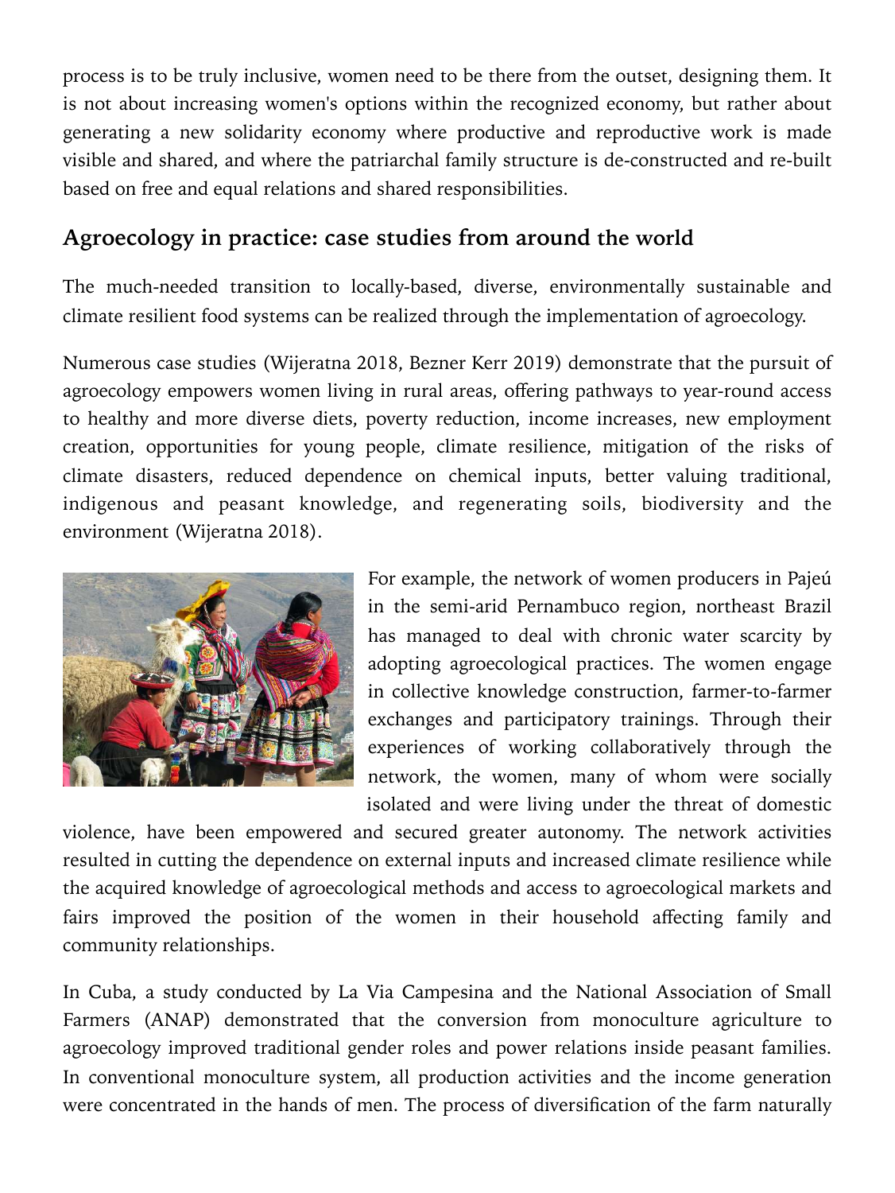process is to be truly inclusive, women need to be there from the outset, designing them. It is not about increasing women's options within the recognized economy, but rather about generating a new solidarity economy where productive and reproductive work is made visible and shared, and where the patriarchal family structure is de-constructed and re-built based on free and equal relations and shared responsibilities.

## Agroecology in practice: case studies from around the world

The much-needed transition to locally-based, diverse, environmentally sustainable and climate resilient food systems can be realized through the implementation of agroecology.

Numerous case studies (Wijeratna 2018, Bezner Kerr 2019) demonstrate that the pursuit of agroecology empowers women living in rural areas, offering pathways to year-round access to healthy and more diverse diets, poverty reduction, income increases, new employment creation, opportunities for young people, climate resilience, mitigation of the risks of climate disasters, reduced dependence on chemical inputs, better valuing traditional, indigenous and peasant knowledge, and regenerating soils, biodiversity and the environment (Wijeratna 2018).

For example, the network of women producers in Pajeú in the semi-arid Pernambuco region, northeast Brazil has managed to deal with chronic water scarcity by adopting agroecological practices. The women engage in collective knowledge construction, farmer-to-farmer exchanges and participatory trainings. Through their experiences of working collaboratively through the network, the women, many of whom were socially isolated and were living under the threat of domestic violence, have been empowered and secured greater autonomy. The network activities resulted in cutting the dependence on external inputs and increased climate resilience while the acquired knowledge of agroecological methods and access to agroecological markets and fairs improved the position of the women in their household affecting family and community relationships.

In Cuba, a study conducted by La Via Campesina and the National Association of Small Farmers (ANAP) demonstrated that the conversion from monoculture agriculture to agroecology improved traditional gender roles and power relations inside peasant families. In conventional monoculture system, all production activities and the income generation were concentrated in the hands of men. The process of diversification of the farm naturally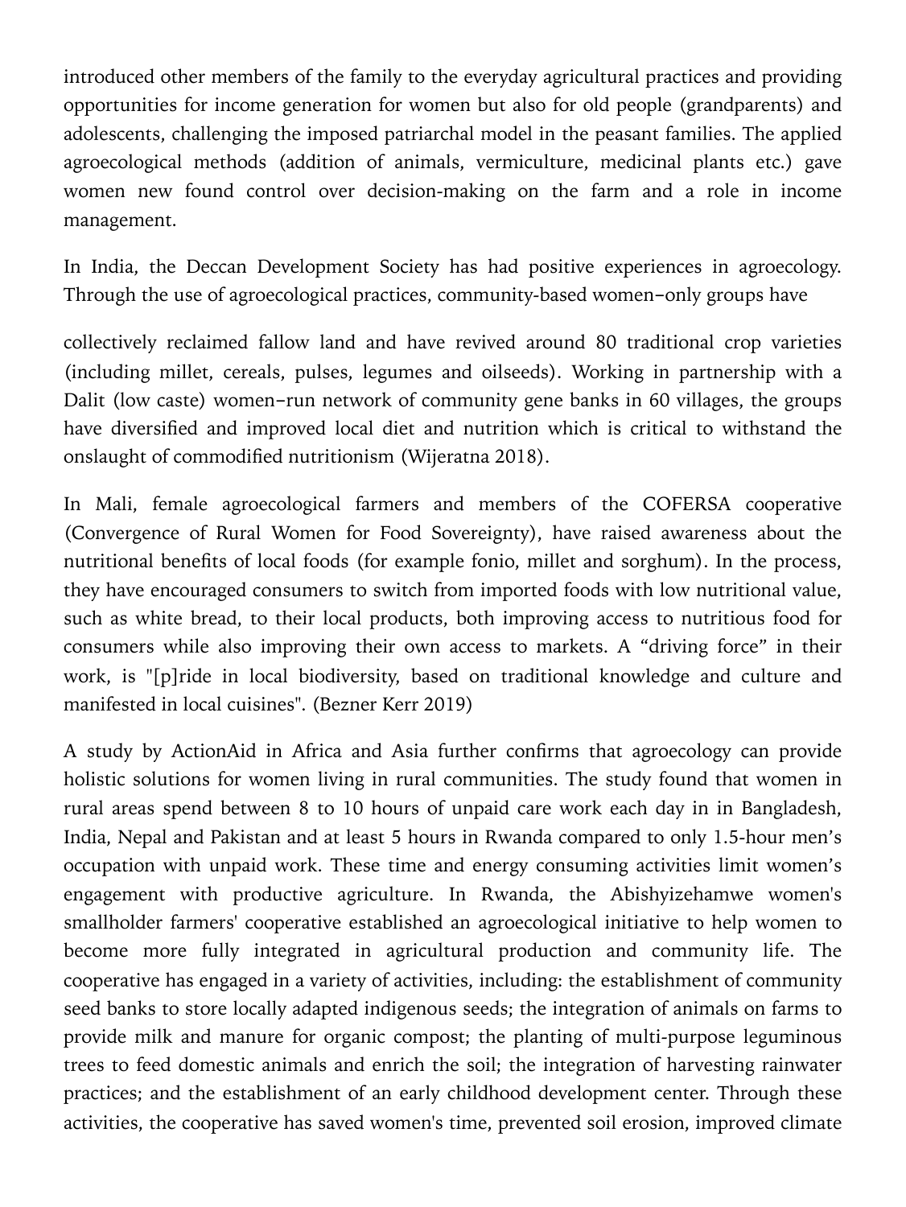introduced other members of the family to the everyday agricultural practices and providing opportunities for income generation for women but also for old people (grandparents) and adolescents, challenging the imposed patriarchal model in the peasant families. The applied agroecological methods (addition of animals, vermiculture, medicinal plants etc.) gave women new found control over decision-making on the farm and a role in income management.

In India, the Deccan Development Society has had positive experiences in agroecology. Through the use of agroecological practices, community-based women–only groups have collectively reclaimed fallow land and have revived around 80 traditional crop varieties (including millet, cereals, pulses, legumes and oilseeds). Working in partnership with a Dalit (low caste) women–run network of community gene banks in 60 villages, the groups have diversified and improved local diet and nutrition which is critical to withstand the onslaught of commodified nutritionism (Wijeratna 2018).

In Mali, female agroecological farmers and members of the COFERSA cooperative (Convergence of Rural Women for Food Sovereignty), have raised awareness about the nutritional benefits of local foods (for example fonio, millet and sorghum). In the process, they have encouraged consumers to switch from imported foods with low nutritional value, such as white bread, to their local products, both improving access to nutritious food for consumers while also improving their own access to markets. A "driving force" in their work, is "[p]ride in local biodiversity, based on traditional knowledge and culture and manifested in local cuisines". (Bezner Kerr 2019)

A study by ActionAid in Africa and Asia further confirms that agroecology can provide holistic solutions for women living in rural communities. The study found that women in rural areas spend between 8 to 10 hours of unpaid care work each day in in Bangladesh, India, Nepal and Pakistan and at least 5 hours in Rwanda compared to only 1.5-hour men's occupation with unpaid work. These time and energy consuming activities limit women's engagement with productive agriculture. In Rwanda, the Abishyizehamwe women's smallholder farmers' cooperative established an agroecological initiative to help women to become more fully integrated in agricultural production and community life. The cooperative has engaged in a variety of activities, including: the establishment of community seed banks to store locally adapted indigenous seeds; the integration of animals on farms to provide milk and manure for organic compost; the planting of multi-purpose leguminous trees to feed domestic animals and enrich the soil; the integration of harvesting rainwater practices; and the establishment of an early childhood development center. Through these activities, the cooperative has saved women's time, prevented soil erosion, improved climate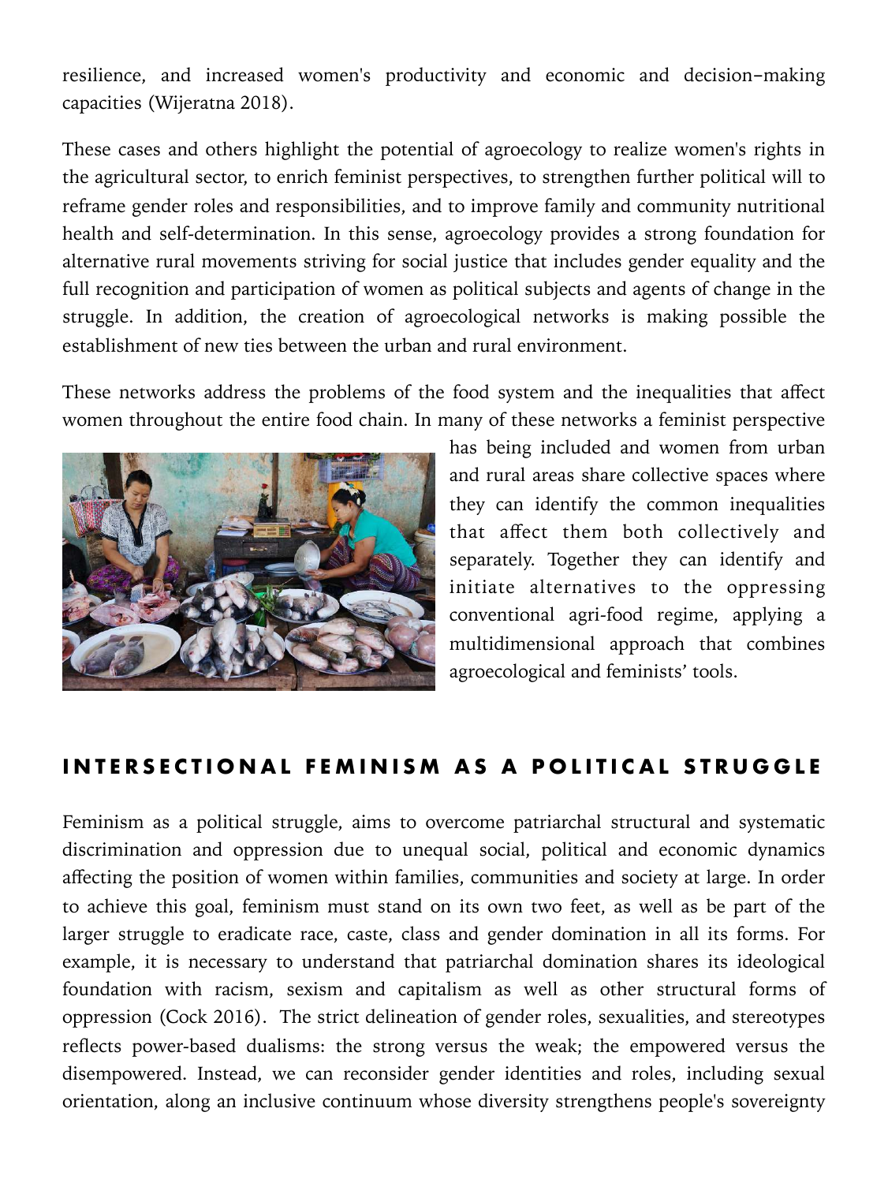resilience, and increased women's productivity and economic and decision-making capacities (Wijeratna 2018).

These cases and others highlight the potential of agroecology to realize women's rights in the agricultural sector, to enrich feminist perspectives, to strengthen further political will to reframe gender roles and responsibilities, and to improve family and community nutritional health and self-determination. In this sense, agroecology provides a strong foundation for alternative rural movements striving for social justice that includes gender equality and the full recognition and participation of women as political subjects and agents of change in the struggle. In addition, the creation of agroecological networks is making possible the establishment of new ties between the urban and rural environment.

These networks address the problems of the food system and the inequalities that affect women throughout the entire food chain. In many of these networks a feminist perspective has being included and women from urban and rural areas share collective spaces where they can identify the common inequalities that affect them both collectively and separately. Together they can identify and initiate alternatives to the oppressing conventional agri-food regime, applying a multidimensional approach that combines agroecological and feminists' tools.

## INTERSECTIONAL FEMINISM AS A POLITICAL STRUGGLE

Feminism as a political struggle, aims to overcome patriarchal structural and systematic discrimination and oppression due to unequal social, political and economic dynamics affecting the position of women within families, communities and society at large. In order to achieve this goal, feminism must stand on its own two feet, as well as be part of the larger struggle to eradicate race, caste, class and gender domination in all its forms. For example, it is necessary to understand that patriarchal domination shares its ideological foundation with racism, sexism and capitalism as well as other structural forms of oppression (Cock 2016). The strict delineation of gender roles, sexualities, and stereotypes reflects power-based dualisms: the strong versus the weak; the empowered versus the disempowered. Instead, we can reconsider gender identities and roles, including sexual orientation, along an inclusive continuum whose diversity strengthens people's sovereignty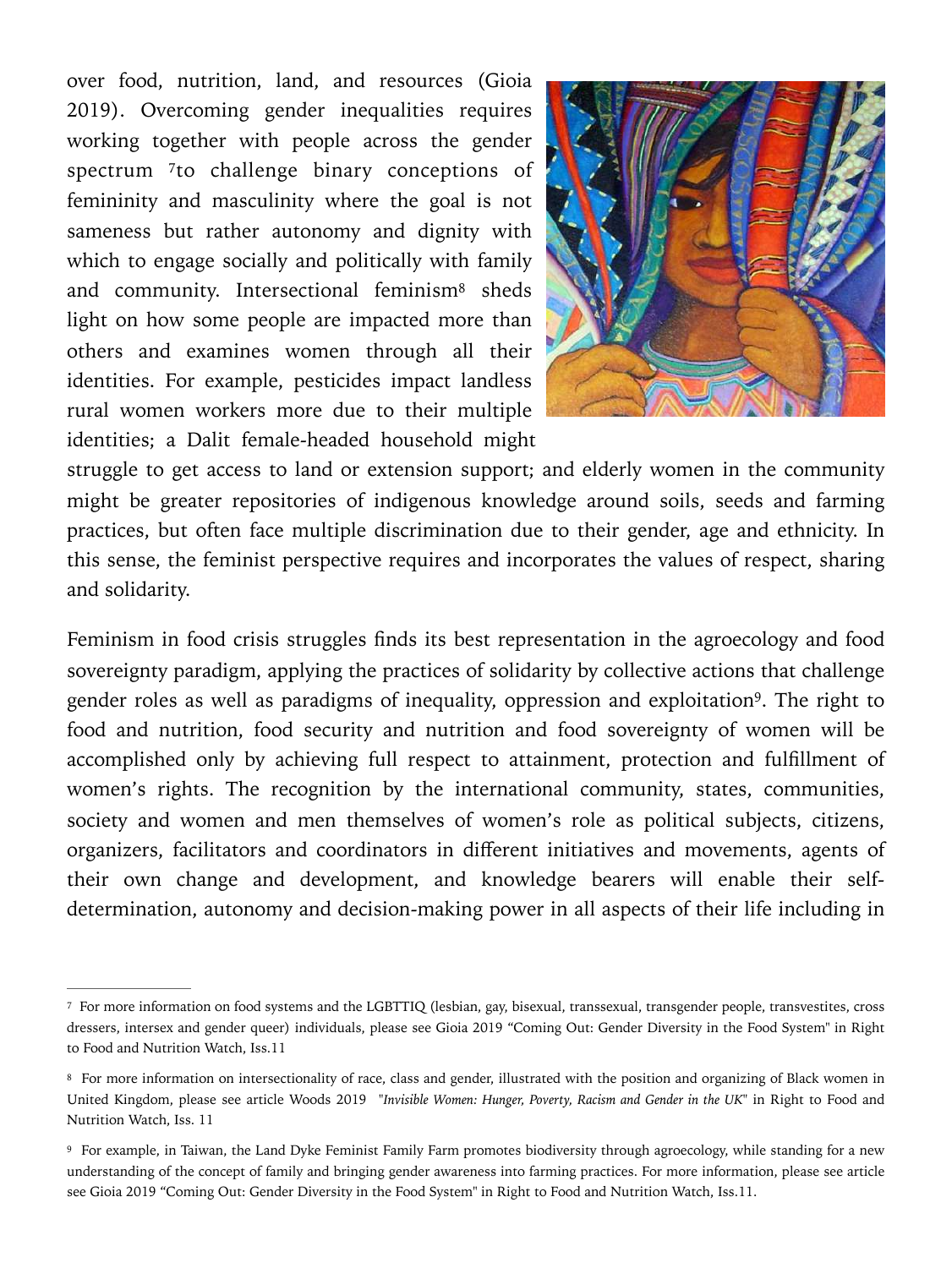over food, nutrition, land, and resources (Gioia 2019). Overcoming gender inequalities requires working together with people across the gender spectrum [7]to challenge binary conceptions of femininity and masculinity where the goal is not sameness but rather autonomy and dignity with which to engage socially and politically with family and community. Intersectional feminism[8] sheds light on how some people are impacted more than others and examines women through all their identities. For example, pesticides impact landless rural women workers more due to their multiple identities; a Dalit female-headed household might struggle to get access to land or extension support; and elderly women in the community might be greater repositories of indigenous knowledge around soils, seeds and farming practices, but often face multiple discrimination due to their gender, age and ethnicity. In this sense, the feminist perspective requires and incorporates the values of respect, sharing and solidarity.

Feminism in food crisis struggles finds its best representation in the agroecology and food sovereignty paradigm, applying the practices of solidarity by collective actions that challenge gender roles as well as paradigms of inequality, oppression and exploitation[9]. The right to food and nutrition, food security and nutrition and food sovereignty of women will be accomplished only by achieving full respect to attainment, protection and fulfillment of women's rights. The recognition by the international community, states, communities, society and women and men themselves of women's role as political subjects, citizens, organizers, facilitators and coordinators in different initiatives and movements, agents of their own change and development, and knowledge bearers will enable their self-determination, autonomy and decision-making power in all aspects of their life including in

---

[7] For more information on food systems and the LGBTTIQ (lesbian, gay, bisexual, transsexual, transgender people, transvestites, cross dressers, intersex and gender queer) individuals, please see Gioia 2019 "Coming Out: Gender Diversity in the Food System" in Right to Food and Nutrition Watch, Iss.11

[8] For more information on intersectionality of race, class and gender, illustrated with the position and organizing of Black women in United Kingdom, please see article Woods 2019 "*Invisible Women: Hunger, Poverty, Racism and Gender in the UK*" in Right to Food and Nutrition Watch, Iss. 11

[9] For example, in Taiwan, the Land Dyke Feminist Family Farm promotes biodiversity through agroecology, while standing for a new understanding of the concept of family and bringing gender awareness into farming practices. For more information, please see article see Gioia 2019 "Coming Out: Gender Diversity in the Food System" in Right to Food and Nutrition Watch, Iss.11.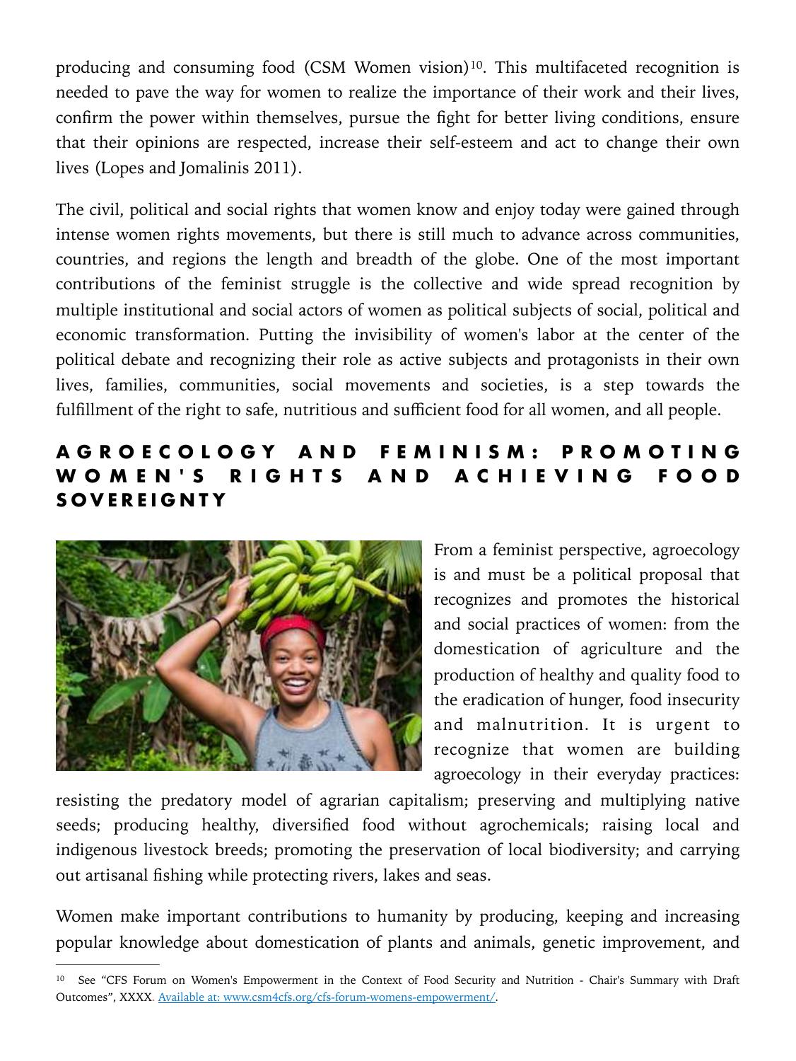producing and consuming food (CSM Women vision)[10]. This multifaceted recognition is needed to pave the way for women to realize the importance of their work and their lives, confirm the power within themselves, pursue the fight for better living conditions, ensure that their opinions are respected, increase their self-esteem and act to change their own lives (Lopes and Jomalinis 2011).

The civil, political and social rights that women know and enjoy today were gained through intense women rights movements, but there is still much to advance across communities, countries, and regions the length and breadth of the globe. One of the most important contributions of the feminist struggle is the collective and wide spread recognition by multiple institutional and social actors of women as political subjects of social, political and economic transformation. Putting the invisibility of women's labor at the center of the political debate and recognizing their role as active subjects and protagonists in their own lives, families, communities, social movements and societies, is a step towards the fulfillment of the right to safe, nutritious and sufficient food for all women, and all people.

## AGROECOLOGY AND FEMINISM: PROMOTING WOMEN'S RIGHTS AND ACHIEVING FOOD SOVEREIGNTY

From a feminist perspective, agroecology is and must be a political proposal that recognizes and promotes the historical and social practices of women: from the domestication of agriculture and the production of healthy and quality food to the eradication of hunger, food insecurity and malnutrition. It is urgent to recognize that women are building agroecology in their everyday practices: resisting the predatory model of agrarian capitalism; preserving and multiplying native seeds; producing healthy, diversified food without agrochemicals; raising local and indigenous livestock breeds; promoting the preservation of local biodiversity; and carrying out artisanal fishing while protecting rivers, lakes and seas.

Women make important contributions to humanity by producing, keeping and increasing popular knowledge about domestication of plants and animals, genetic improvement, and

---

[10] See "CFS Forum on Women's Empowerment in the Context of Food Security and Nutrition - Chair's Summary with Draft Outcomes", XXXX. Available at: www.csm4cfs.org/cfs-forum-womens-empowerment/.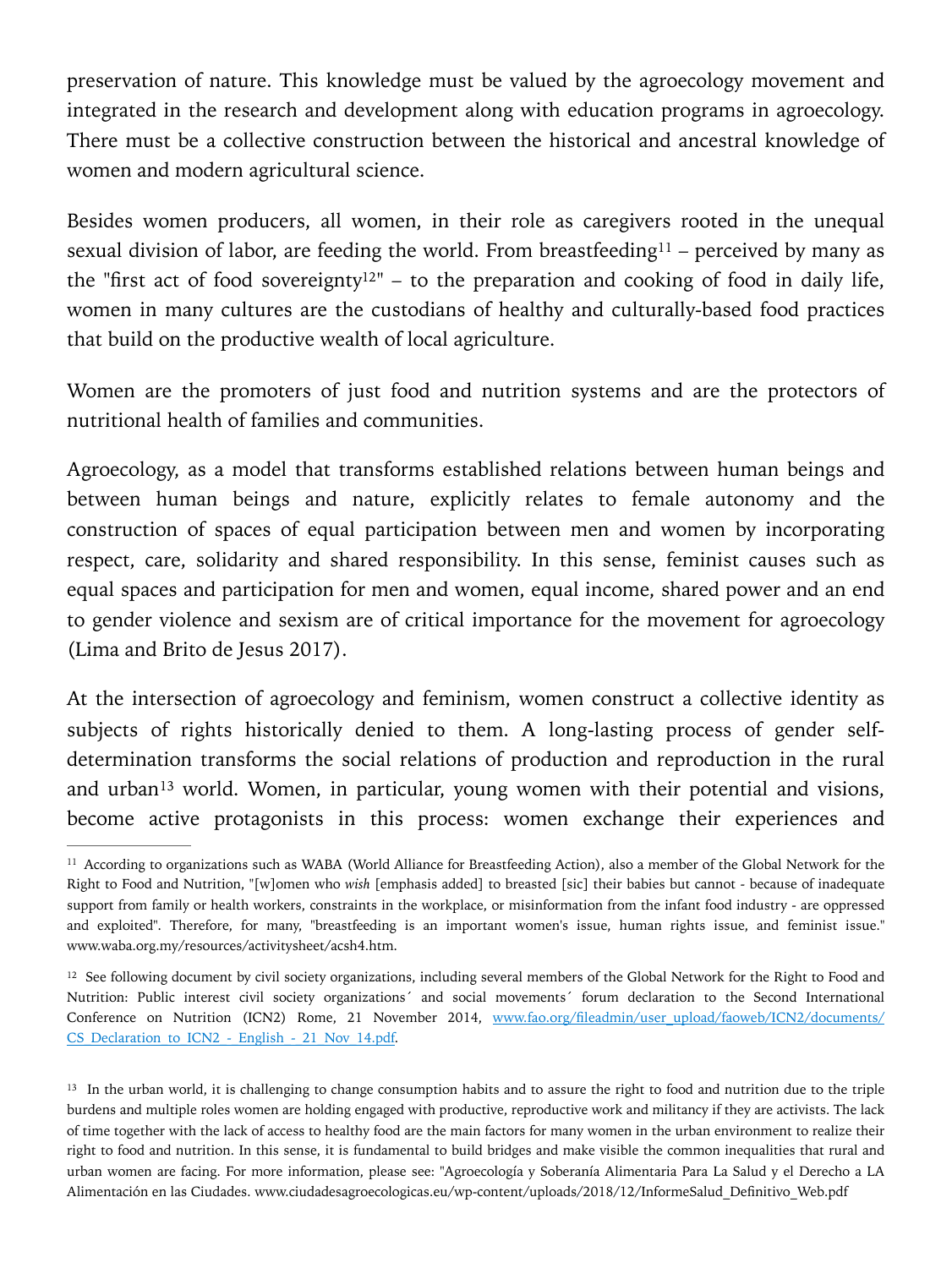preservation of nature. This knowledge must be valued by the agroecology movement and integrated in the research and development along with education programs in agroecology. There must be a collective construction between the historical and ancestral knowledge of women and modern agricultural science.

Besides women producers, all women, in their role as caregivers rooted in the unequal sexual division of labor, are feeding the world. From breastfeeding[11] – perceived by many as the "first act of food sovereignty[12]" – to the preparation and cooking of food in daily life, women in many cultures are the custodians of healthy and culturally-based food practices that build on the productive wealth of local agriculture.

Women are the promoters of just food and nutrition systems and are the protectors of nutritional health of families and communities.

Agroecology, as a model that transforms established relations between human beings and between human beings and nature, explicitly relates to female autonomy and the construction of spaces of equal participation between men and women by incorporating respect, care, solidarity and shared responsibility. In this sense, feminist causes such as equal spaces and participation for men and women, equal income, shared power and an end to gender violence and sexism are of critical importance for the movement for agroecology (Lima and Brito de Jesus 2017).

At the intersection of agroecology and feminism, women construct a collective identity as subjects of rights historically denied to them. A long-lasting process of gender self-determination transforms the social relations of production and reproduction in the rural and urban[13] world. Women, in particular, young women with their potential and visions, become active protagonists in this process: women exchange their experiences and

---

[11] According to organizations such as WABA (World Alliance for Breastfeeding Action), also a member of the Global Network for the Right to Food and Nutrition, "[w]omen who *wish* [emphasis added] to breasted [sic] their babies but cannot - because of inadequate support from family or health workers, constraints in the workplace, or misinformation from the infant food industry - are oppressed and exploited". Therefore, for many, "breastfeeding is an important women's issue, human rights issue, and feminist issue." www.waba.org.my/resources/activitysheet/acsh4.htm.

[12] See following document by civil society organizations, including several members of the Global Network for the Right to Food and Nutrition: Public interest civil society organizations´ and social movements´ forum declaration to the Second International Conference on Nutrition (ICN2) Rome, 21 November 2014, www.fao.org/fileadmin/user_upload/faoweb/ICN2/documents/CS_Declaration_to_ICN2_-_English_-_21_Nov_14.pdf.

[13] In the urban world, it is challenging to change consumption habits and to assure the right to food and nutrition due to the triple burdens and multiple roles women are holding engaged with productive, reproductive work and militancy if they are activists. The lack of time together with the lack of access to healthy food are the main factors for many women in the urban environment to realize their right to food and nutrition. In this sense, it is fundamental to build bridges and make visible the common inequalities that rural and urban women are facing. For more information, please see: "Agroecología y Soberanía Alimentaria Para La Salud y el Derecho a LA Alimentación en las Ciudades. www.ciudadesagroecologicas.eu/wp-content/uploads/2018/12/InformeSalud_Definitivo_Web.pdf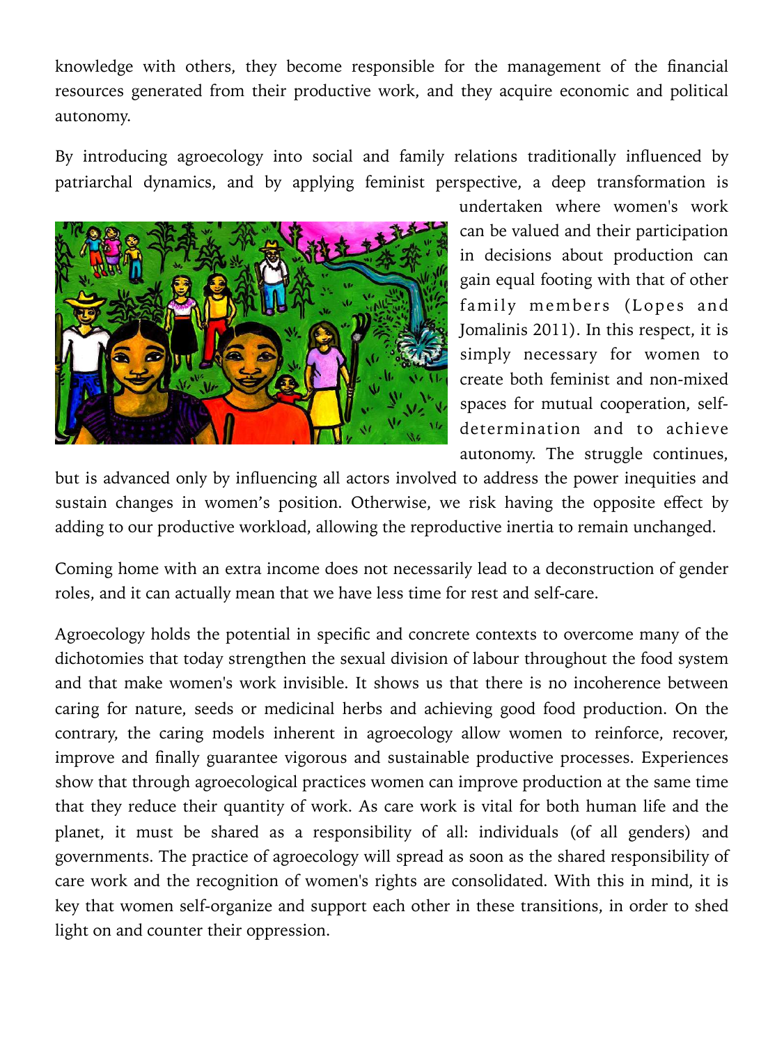knowledge with others, they become responsible for the management of the financial resources generated from their productive work, and they acquire economic and political autonomy.

By introducing agroecology into social and family relations traditionally influenced by patriarchal dynamics, and by applying feminist perspective, a deep transformation is undertaken where women's work can be valued and their participation in decisions about production can gain equal footing with that of other family members (Lopes and Jomalinis 2011). In this respect, it is simply necessary for women to create both feminist and non-mixed spaces for mutual cooperation, self-determination and to achieve autonomy. The struggle continues, but is advanced only by influencing all actors involved to address the power inequities and sustain changes in women's position. Otherwise, we risk having the opposite effect by adding to our productive workload, allowing the reproductive inertia to remain unchanged.

Coming home with an extra income does not necessarily lead to a deconstruction of gender roles, and it can actually mean that we have less time for rest and self-care.

Agroecology holds the potential in specific and concrete contexts to overcome many of the dichotomies that today strengthen the sexual division of labour throughout the food system and that make women's work invisible. It shows us that there is no incoherence between caring for nature, seeds or medicinal herbs and achieving good food production. On the contrary, the caring models inherent in agroecology allow women to reinforce, recover, improve and finally guarantee vigorous and sustainable productive processes. Experiences show that through agroecological practices women can improve production at the same time that they reduce their quantity of work. As care work is vital for both human life and the planet, it must be shared as a responsibility of all: individuals (of all genders) and governments. The practice of agroecology will spread as soon as the shared responsibility of care work and the recognition of women's rights are consolidated. With this in mind, it is key that women self-organize and support each other in these transitions, in order to shed light on and counter their oppression.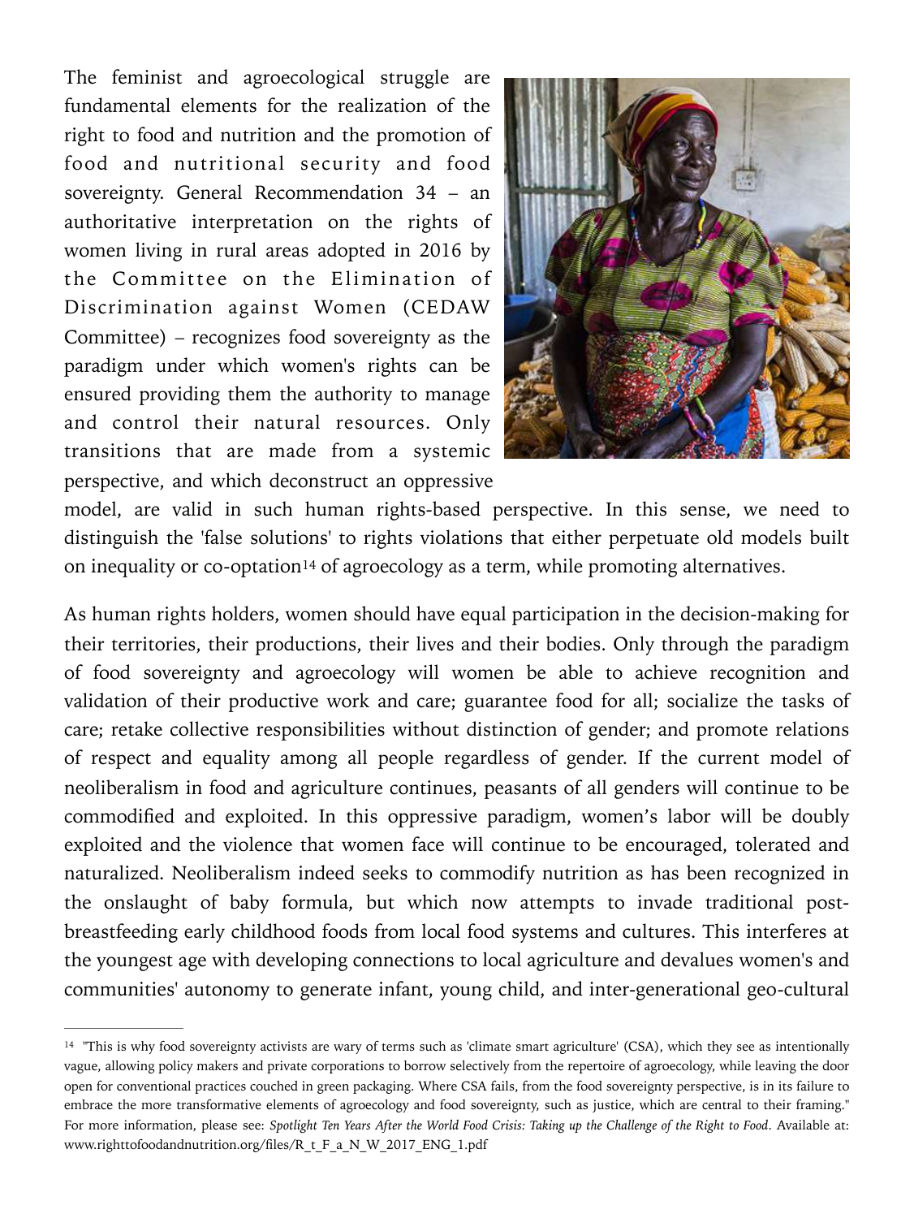The feminist and agroecological struggle are fundamental elements for the realization of the right to food and nutrition and the promotion of food and nutritional security and food sovereignty. General Recommendation 34 – an authoritative interpretation on the rights of women living in rural areas adopted in 2016 by the Committee on the Elimination of Discrimination against Women (CEDAW Committee) – recognizes food sovereignty as the paradigm under which women's rights can be ensured providing them the authority to manage and control their natural resources. Only transitions that are made from a systemic perspective, and which deconstruct an oppressive model, are valid in such human rights-based perspective. In this sense, we need to distinguish the 'false solutions' to rights violations that either perpetuate old models built on inequality or co-optation[14] of agroecology as a term, while promoting alternatives.

As human rights holders, women should have equal participation in the decision-making for their territories, their productions, their lives and their bodies. Only through the paradigm of food sovereignty and agroecology will women be able to achieve recognition and validation of their productive work and care; guarantee food for all; socialize the tasks of care; retake collective responsibilities without distinction of gender; and promote relations of respect and equality among all people regardless of gender. If the current model of neoliberalism in food and agriculture continues, peasants of all genders will continue to be commodified and exploited. In this oppressive paradigm, women's labor will be doubly exploited and the violence that women face will continue to be encouraged, tolerated and naturalized. Neoliberalism indeed seeks to commodify nutrition as has been recognized in the onslaught of baby formula, but which now attempts to invade traditional post-breastfeeding early childhood foods from local food systems and cultures. This interferes at the youngest age with developing connections to local agriculture and devalues women's and communities' autonomy to generate infant, young child, and inter-generational geo-cultural

---

[14] "This is why food sovereignty activists are wary of terms such as 'climate smart agriculture' (CSA), which they see as intentionally vague, allowing policy makers and private corporations to borrow selectively from the repertoire of agroecology, while leaving the door open for conventional practices couched in green packaging. Where CSA fails, from the food sovereignty perspective, is in its failure to embrace the more transformative elements of agroecology and food sovereignty, such as justice, which are central to their framing." For more information, please see: *Spotlight Ten Years After the World Food Crisis: Taking up the Challenge of the Right to Food*. Available at: www.righttofoodandnutrition.org/files/R_t_F_a_N_W_2017_ENG_1.pdf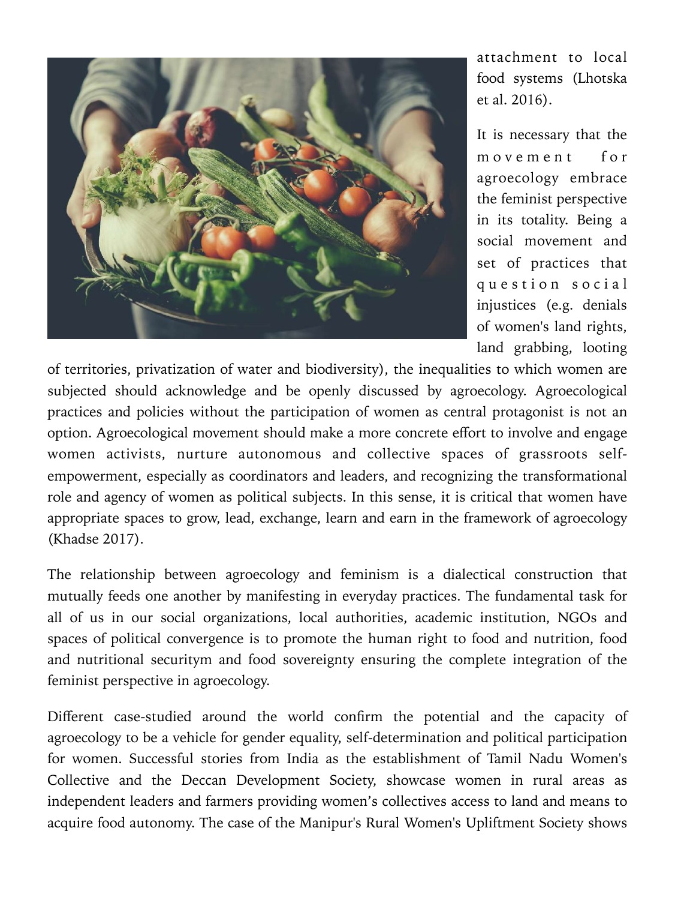attachment to local food systems (Lhotska et al. 2016).

It is necessary that the movement for agroecology embrace the feminist perspective in its totality. Being a social movement and set of practices that question social injustices (e.g. denials of women's land rights, land grabbing, looting of territories, privatization of water and biodiversity), the inequalities to which women are subjected should acknowledge and be openly discussed by agroecology. Agroecological practices and policies without the participation of women as central protagonist is not an option. Agroecological movement should make a more concrete effort to involve and engage women activists, nurture autonomous and collective spaces of grassroots self-empowerment, especially as coordinators and leaders, and recognizing the transformational role and agency of women as political subjects. In this sense, it is critical that women have appropriate spaces to grow, lead, exchange, learn and earn in the framework of agroecology (Khadse 2017).

The relationship between agroecology and feminism is a dialectical construction that mutually feeds one another by manifesting in everyday practices. The fundamental task for all of us in our social organizations, local authorities, academic institution, NGOs and spaces of political convergence is to promote the human right to food and nutrition, food and nutritional securitym and food sovereignty ensuring the complete integration of the feminist perspective in agroecology.

Different case-studied around the world confirm the potential and the capacity of agroecology to be a vehicle for gender equality, self-determination and political participation for women. Successful stories from India as the establishment of Tamil Nadu Women's Collective and the Deccan Development Society, showcase women in rural areas as independent leaders and farmers providing women's collectives access to land and means to acquire food autonomy. The case of the Manipur's Rural Women's Upliftment Society shows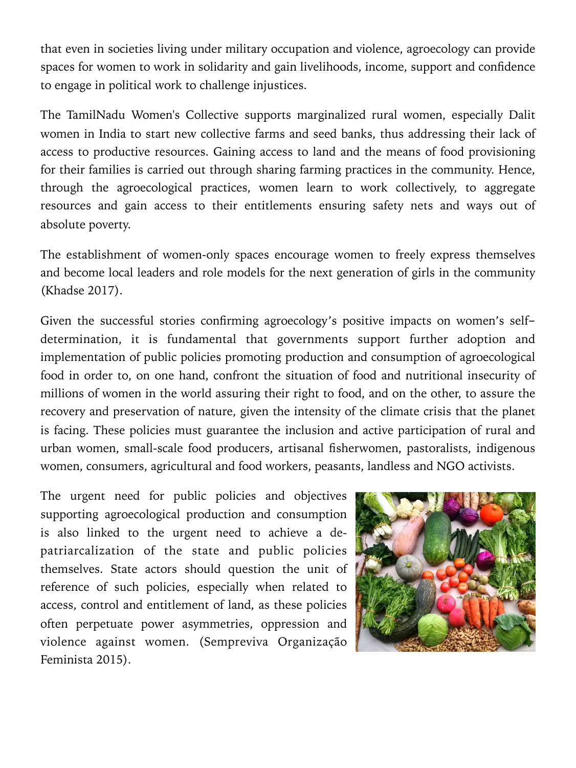that even in societies living under military occupation and violence, agroecology can provide spaces for women to work in solidarity and gain livelihoods, income, support and confidence to engage in political work to challenge injustices.

The TamilNadu Women's Collective supports marginalized rural women, especially Dalit women in India to start new collective farms and seed banks, thus addressing their lack of access to productive resources. Gaining access to land and the means of food provisioning for their families is carried out through sharing farming practices in the community. Hence, through the agroecological practices, women learn to work collectively, to aggregate resources and gain access to their entitlements ensuring safety nets and ways out of absolute poverty.

The establishment of women-only spaces encourage women to freely express themselves and become local leaders and role models for the next generation of girls in the community (Khadse 2017).

Given the successful stories confirming agroecology's positive impacts on women's self–determination, it is fundamental that governments support further adoption and implementation of public policies promoting production and consumption of agroecological food in order to, on one hand, confront the situation of food and nutritional insecurity of millions of women in the world assuring their right to food, and on the other, to assure the recovery and preservation of nature, given the intensity of the climate crisis that the planet is facing. These policies must guarantee the inclusion and active participation of rural and urban women, small-scale food producers, artisanal fisherwomen, pastoralists, indigenous women, consumers, agricultural and food workers, peasants, landless and NGO activists.

The urgent need for public policies and objectives supporting agroecological production and consumption is also linked to the urgent need to achieve a de-patriarcalization of the state and public policies themselves. State actors should question the unit of reference of such policies, especially when related to access, control and entitlement of land, as these policies often perpetuate power asymmetries, oppression and violence against women. (Sempreviva Organização Feminista 2015).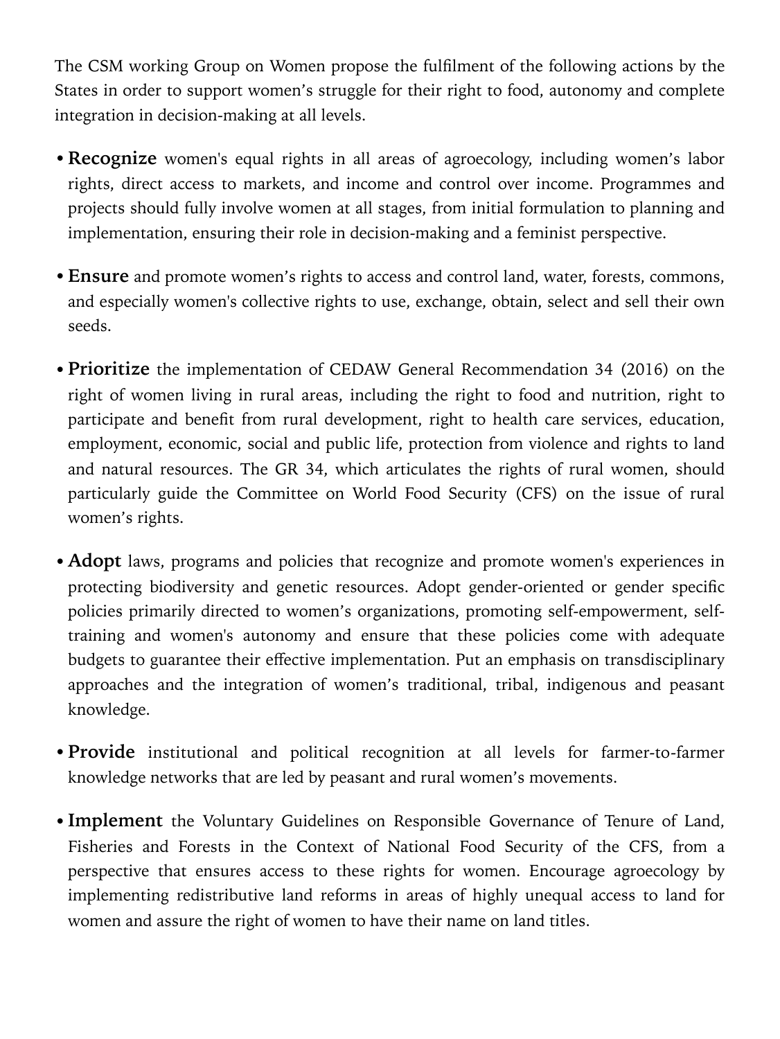The CSM working Group on Women propose the fulfilment of the following actions by the States in order to support women's struggle for their right to food, autonomy and complete integration in decision-making at all levels.

- **Recognize** women's equal rights in all areas of agroecology, including women's labor rights, direct access to markets, and income and control over income. Programmes and projects should fully involve women at all stages, from initial formulation to planning and implementation, ensuring their role in decision-making and a feminist perspective.

- **Ensure** and promote women's rights to access and control land, water, forests, commons, and especially women's collective rights to use, exchange, obtain, select and sell their own seeds.

- **Prioritize** the implementation of CEDAW General Recommendation 34 (2016) on the right of women living in rural areas, including the right to food and nutrition, right to participate and benefit from rural development, right to health care services, education, employment, economic, social and public life, protection from violence and rights to land and natural resources. The GR 34, which articulates the rights of rural women, should particularly guide the Committee on World Food Security (CFS) on the issue of rural women's rights.

- **Adopt** laws, programs and policies that recognize and promote women's experiences in protecting biodiversity and genetic resources. Adopt gender-oriented or gender specific policies primarily directed to women's organizations, promoting self-empowerment, self-training and women's autonomy and ensure that these policies come with adequate budgets to guarantee their effective implementation. Put an emphasis on transdisciplinary approaches and the integration of women's traditional, tribal, indigenous and peasant knowledge.

- **Provide** institutional and political recognition at all levels for farmer-to-farmer knowledge networks that are led by peasant and rural women's movements.

- **Implement** the Voluntary Guidelines on Responsible Governance of Tenure of Land, Fisheries and Forests in the Context of National Food Security of the CFS, from a perspective that ensures access to these rights for women. Encourage agroecology by implementing redistributive land reforms in areas of highly unequal access to land for women and assure the right of women to have their name on land titles.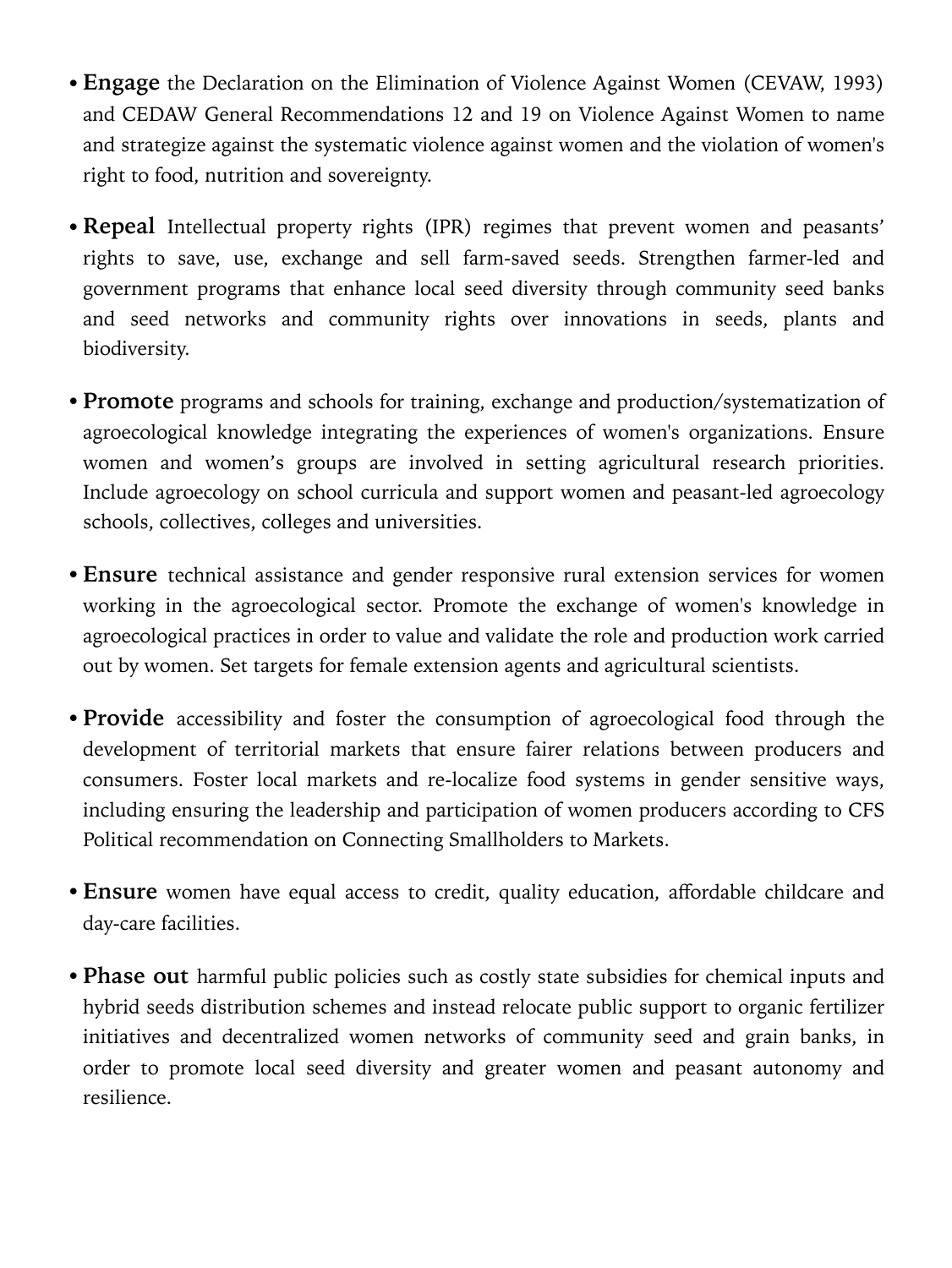- **Engage** the Declaration on the Elimination of Violence Against Women (CEVAW, 1993) and CEDAW General Recommendations 12 and 19 on Violence Against Women to name and strategize against the systematic violence against women and the violation of women's right to food, nutrition and sovereignty.

- **Repeal** Intellectual property rights (IPR) regimes that prevent women and peasants' rights to save, use, exchange and sell farm-saved seeds. Strengthen farmer-led and government programs that enhance local seed diversity through community seed banks and seed networks and community rights over innovations in seeds, plants and biodiversity.

- **Promote** programs and schools for training, exchange and production/systematization of agroecological knowledge integrating the experiences of women's organizations. Ensure women and women's groups are involved in setting agricultural research priorities. Include agroecology on school curricula and support women and peasant-led agroecology schools, collectives, colleges and universities.

- **Ensure** technical assistance and gender responsive rural extension services for women working in the agroecological sector. Promote the exchange of women's knowledge in agroecological practices in order to value and validate the role and production work carried out by women. Set targets for female extension agents and agricultural scientists.

- **Provide** accessibility and foster the consumption of agroecological food through the development of territorial markets that ensure fairer relations between producers and consumers. Foster local markets and re-localize food systems in gender sensitive ways, including ensuring the leadership and participation of women producers according to CFS Political recommendation on Connecting Smallholders to Markets.

- **Ensure** women have equal access to credit, quality education, affordable childcare and day-care facilities.

- **Phase out** harmful public policies such as costly state subsidies for chemical inputs and hybrid seeds distribution schemes and instead relocate public support to organic fertilizer initiatives and decentralized women networks of community seed and grain banks, in order to promote local seed diversity and greater women and peasant autonomy and resilience.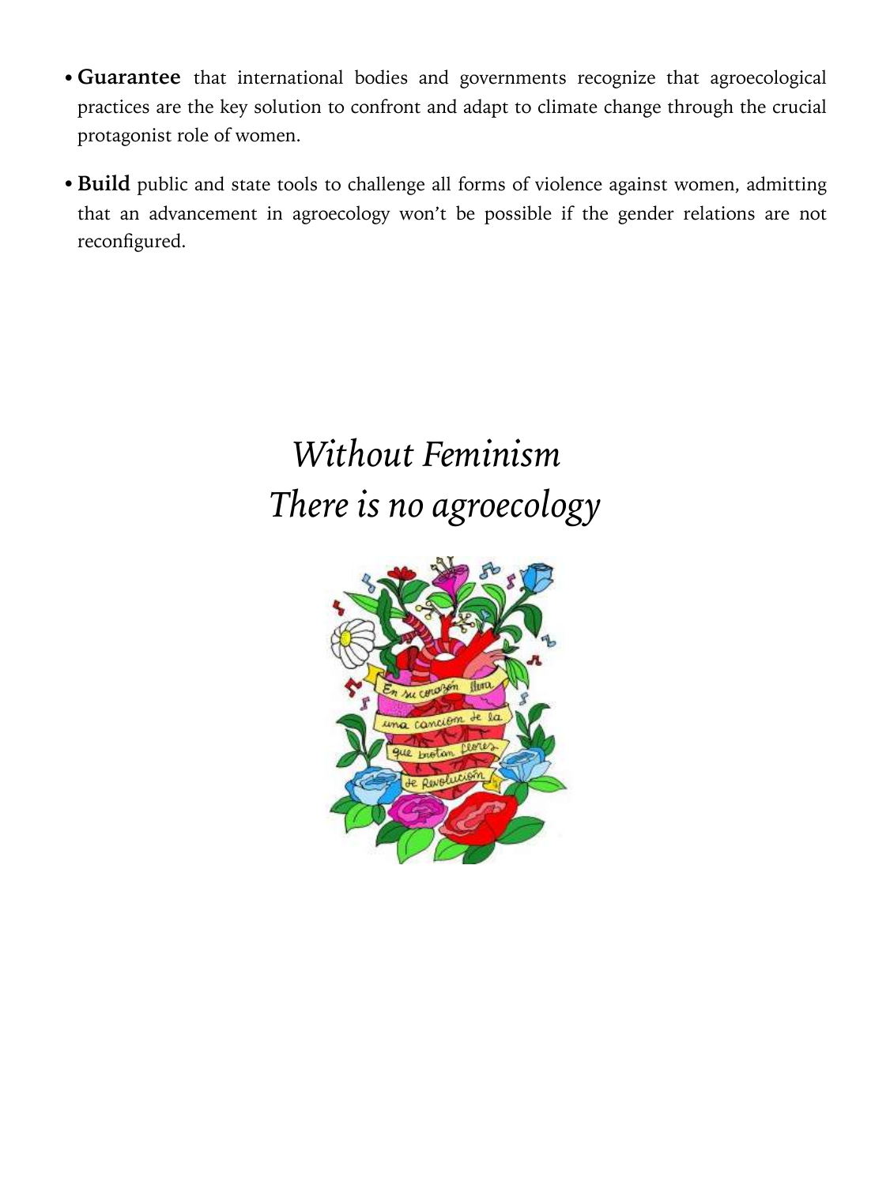- **Guarantee** that international bodies and governments recognize that agroecological practices are the key solution to confront and adapt to climate change through the crucial protagonist role of women.
- **Build** public and state tools to challenge all forms of violence against women, admitting that an advancement in agroecology won't be possible if the gender relations are not reconfigured.

*Without Feminism*
*There is no agroecology*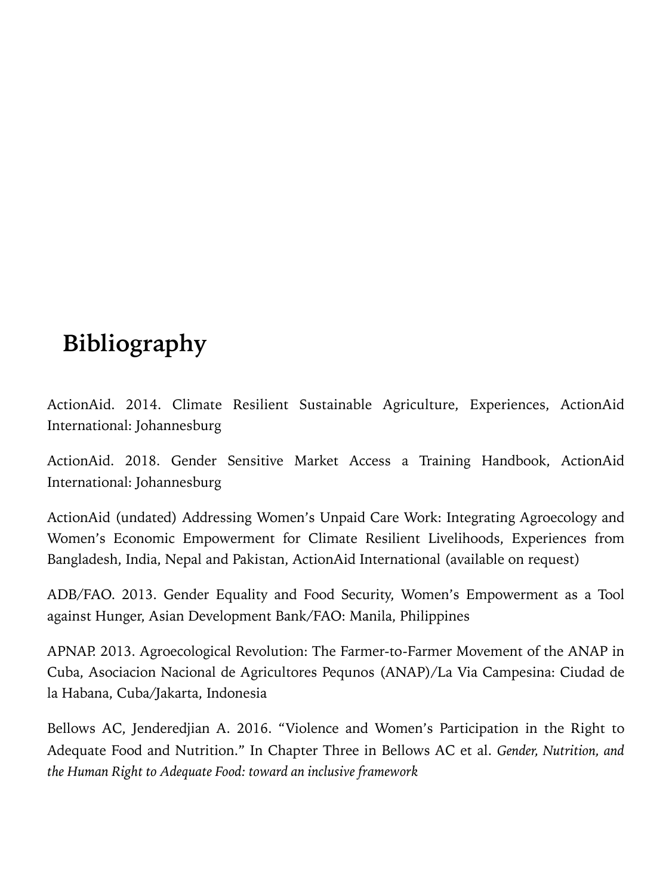# Bibliography

ActionAid. 2014. Climate Resilient Sustainable Agriculture, Experiences, ActionAid International: Johannesburg

ActionAid. 2018. Gender Sensitive Market Access a Training Handbook, ActionAid International: Johannesburg

ActionAid (undated) Addressing Women's Unpaid Care Work: Integrating Agroecology and Women's Economic Empowerment for Climate Resilient Livelihoods, Experiences from Bangladesh, India, Nepal and Pakistan, ActionAid International (available on request)

ADB/FAO. 2013. Gender Equality and Food Security, Women's Empowerment as a Tool against Hunger, Asian Development Bank/FAO: Manila, Philippines

APNAP. 2013. Agroecological Revolution: The Farmer-to-Farmer Movement of the ANAP in Cuba, Asociacion Nacional de Agricultores Pequnos (ANAP)/La Via Campesina: Ciudad de la Habana, Cuba/Jakarta, Indonesia

Bellows AC, Jenderedjian A. 2016. "Violence and Women's Participation in the Right to Adequate Food and Nutrition." In Chapter Three in Bellows AC et al. *Gender, Nutrition, and the Human Right to Adequate Food: toward an inclusive framework*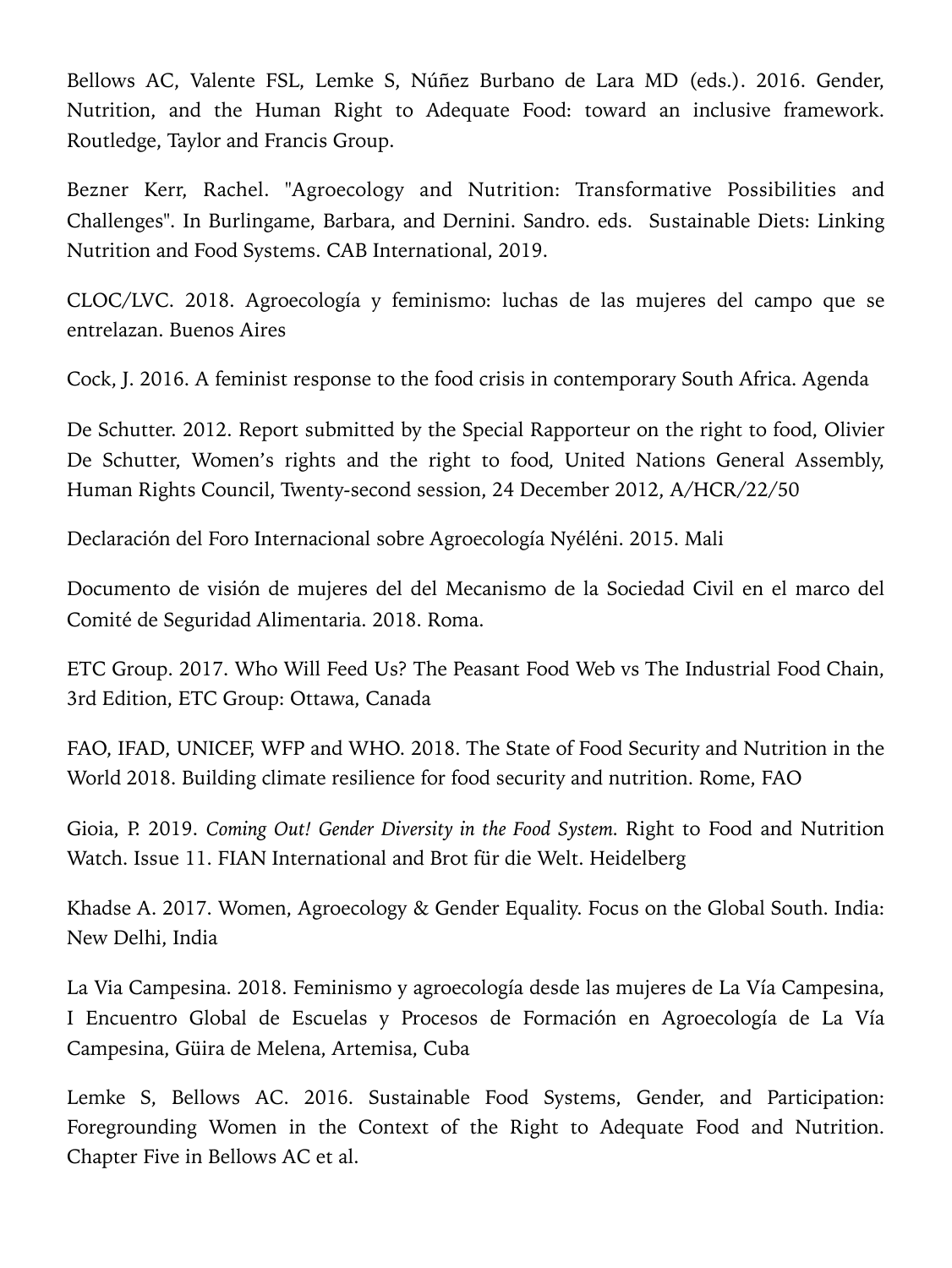Bellows AC, Valente FSL, Lemke S, Núñez Burbano de Lara MD (eds.). 2016. Gender, Nutrition, and the Human Right to Adequate Food: toward an inclusive framework. Routledge, Taylor and Francis Group.

Bezner Kerr, Rachel. "Agroecology and Nutrition: Transformative Possibilities and Challenges". In Burlingame, Barbara, and Dernini. Sandro. eds. Sustainable Diets: Linking Nutrition and Food Systems. CAB International, 2019.

CLOC/LVC. 2018. Agroecología y feminismo: luchas de las mujeres del campo que se entrelazan. Buenos Aires

Cock, J. 2016. A feminist response to the food crisis in contemporary South Africa. Agenda

De Schutter. 2012. Report submitted by the Special Rapporteur on the right to food, Olivier De Schutter, Women's rights and the right to food, United Nations General Assembly, Human Rights Council, Twenty-second session, 24 December 2012, A/HCR/22/50

Declaración del Foro Internacional sobre Agroecología Nyéléni. 2015. Mali

Documento de visión de mujeres del del Mecanismo de la Sociedad Civil en el marco del Comité de Seguridad Alimentaria. 2018. Roma.

ETC Group. 2017. Who Will Feed Us? The Peasant Food Web vs The Industrial Food Chain, 3rd Edition, ETC Group: Ottawa, Canada

FAO, IFAD, UNICEF, WFP and WHO. 2018. The State of Food Security and Nutrition in the World 2018. Building climate resilience for food security and nutrition. Rome, FAO

Gioia, P. 2019. *Coming Out! Gender Diversity in the Food System.* Right to Food and Nutrition Watch. Issue 11. FIAN International and Brot für die Welt. Heidelberg

Khadse A. 2017. Women, Agroecology & Gender Equality. Focus on the Global South. India: New Delhi, India

La Via Campesina. 2018. Feminismo y agroecología desde las mujeres de La Vía Campesina, I Encuentro Global de Escuelas y Procesos de Formación en Agroecología de La Vía Campesina, Güira de Melena, Artemisa, Cuba

Lemke S, Bellows AC. 2016. Sustainable Food Systems, Gender, and Participation: Foregrounding Women in the Context of the Right to Adequate Food and Nutrition. Chapter Five in Bellows AC et al.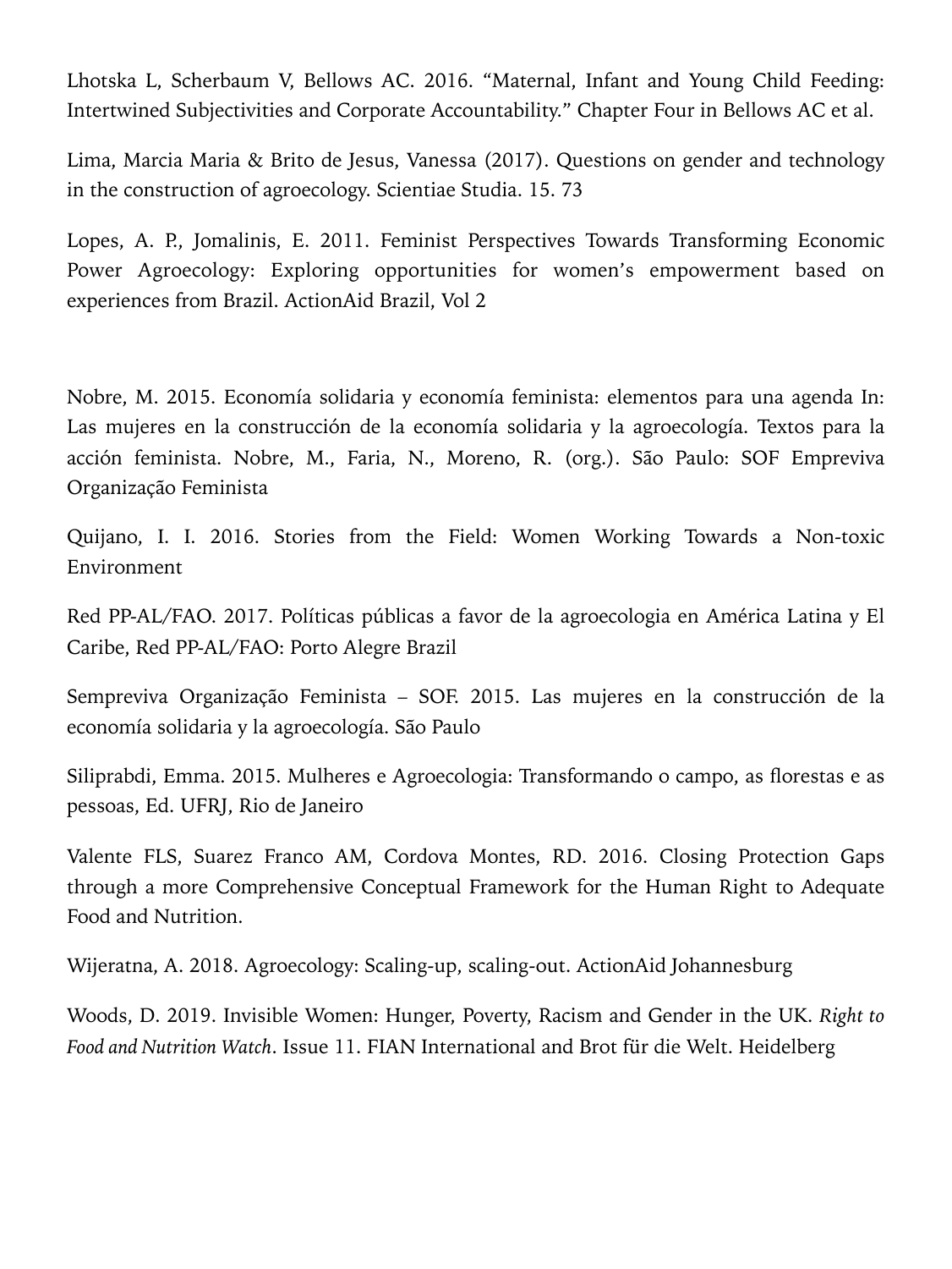Lhotska L, Scherbaum V, Bellows AC. 2016. “Maternal, Infant and Young Child Feeding: Intertwined Subjectivities and Corporate Accountability.” Chapter Four in Bellows AC et al.

Lima, Marcia Maria & Brito de Jesus, Vanessa (2017). Questions on gender and technology in the construction of agroecology. Scientiae Studia. 15. 73

Lopes, A. P., Jomalinis, E. 2011. Feminist Perspectives Towards Transforming Economic Power Agroecology: Exploring opportunities for women’s empowerment based on experiences from Brazil. ActionAid Brazil, Vol 2

Nobre, M. 2015. Economía solidaria y economía feminista: elementos para una agenda In: Las mujeres en la construcción de la economía solidaria y la agroecología. Textos para la acción feminista. Nobre, M., Faria, N., Moreno, R. (org.). São Paulo: SOF Empreviva Organização Feminista

Quijano, I. I. 2016. Stories from the Field: Women Working Towards a Non-toxic Environment

Red PP-AL/FAO. 2017. Políticas públicas a favor de la agroecologia en América Latina y El Caribe, Red PP-AL/FAO: Porto Alegre Brazil

Sempreviva Organização Feminista – SOF. 2015. Las mujeres en la construcción de la economía solidaria y la agroecología. São Paulo

Siliprabdi, Emma. 2015. Mulheres e Agroecologia: Transformando o campo, as florestas e as pessoas, Ed. UFRJ, Rio de Janeiro

Valente FLS, Suarez Franco AM, Cordova Montes, RD. 2016. Closing Protection Gaps through a more Comprehensive Conceptual Framework for the Human Right to Adequate Food and Nutrition.

Wijeratna, A. 2018. Agroecology: Scaling-up, scaling-out. ActionAid Johannesburg

Woods, D. 2019. Invisible Women: Hunger, Poverty, Racism and Gender in the UK. *Right to Food and Nutrition Watch*. Issue 11. FIAN International and Brot für die Welt. Heidelberg